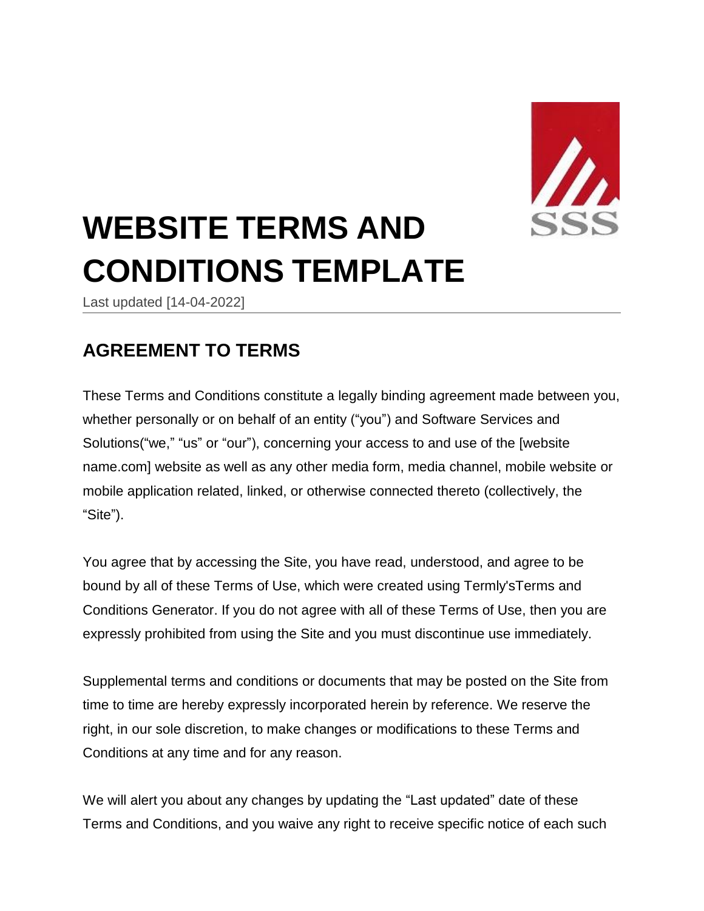# WEBSITE TERMS AND CONDITIONS TEMPLATE

Last updated [14-04-2022]

## AGREEMENT TO TERMS

These Terms and Conditions constitute a legally binding agreement made between you, whether personally or on behalf of an entity ("you") and Software Services and Solutions("we," "us" or "our"), concerning your access to and use of the [website name.com] website as well as any other media form, media channel, mobile website or mobile application related, linked, or otherwise connected thereto (collectively, the "Site").

You agree that by accessing the Site, you have read, understood, and agree to be bound by all of these Terms of Use, which were created using Termly'sTerms and Conditions Generator. If you do not agree with all of these Terms of Use, then you are expressly prohibited from using the Site and you must discontinue use immediately.

Supplemental terms and conditions or documents that may be posted on the Site from time to time are hereby expressly incorporated herein by reference. We reserve the right, in our sole discretion, to make changes or modifications to these Terms and Conditions at any time and for any reason.

We will alert you about any changes by updating the "Last updated" date of these Terms and Conditions, and you waive any right to receive specific notice of each such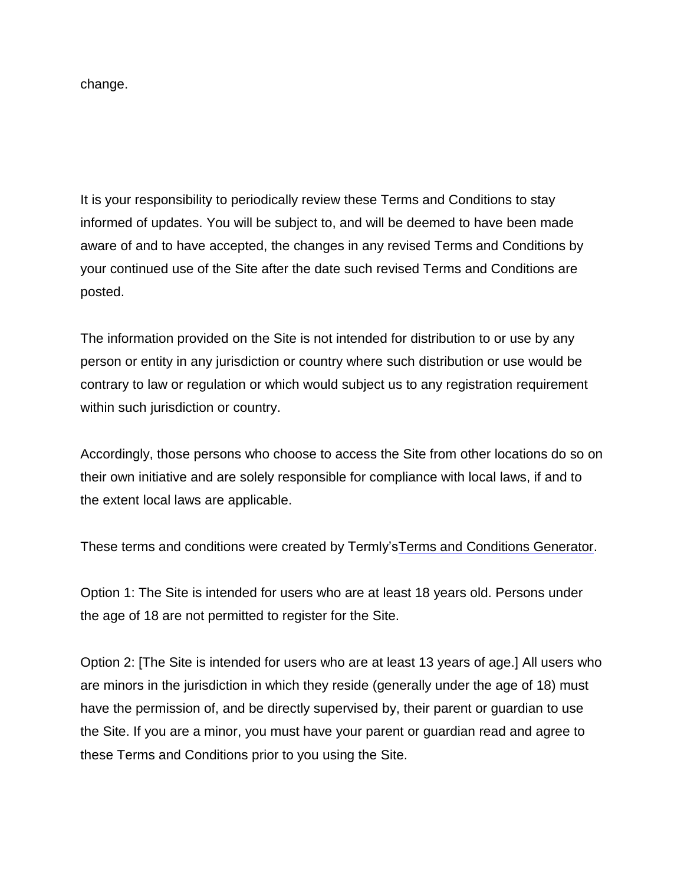change.

It is your responsibility to periodically review these Terms and Conditions to stay informed of updates. You will be subject to, and will be deemed to have been made aware of and to have accepted, the changes in any revised Terms and Conditions by your continued use of the Site after the date such revised Terms and Conditions are posted.

The information provided on the Site is not intended for distribution to or use by any person or entity in any jurisdiction or country where such distribution or use would be contrary to law or regulation or which would subject us to any registration requirement within such jurisdiction or country.

Accordingly, those persons who choose to access the Site from other locations do so on their own initiative and are solely responsible for compliance with local laws, if and to the extent local laws are applicable.

These terms and conditions were created by Termly'sTerms and Conditions Generator.

Option 1: The Site is intended for users who are at least 18 years old. Persons under the age of 18 are not permitted to register for the Site.

Option 2: [The Site is intended for users who are at least 13 years of age.] All users who are minors in the jurisdiction in which they reside (generally under the age of 18) must have the permission of, and be directly supervised by, their parent or guardian to use the Site. If you are a minor, you must have your parent or guardian read and agree to these Terms and Conditions prior to you using the Site.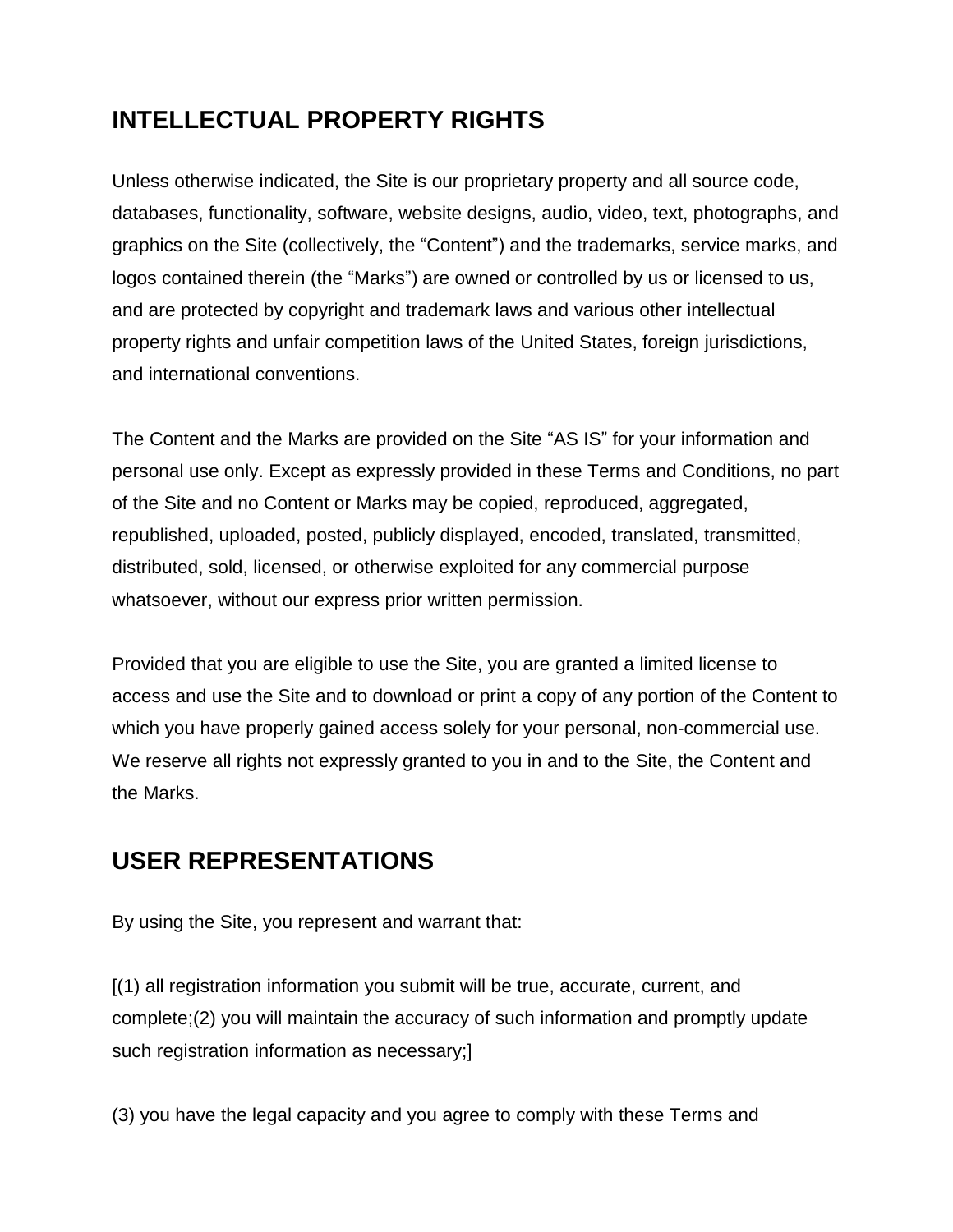## INTELLECTUAL PROPERTY RIGHTS

Unless otherwise indicated, the Site is our proprietary property and all source code, databases, functionality, software, website designs, audio, video, text, photographs, and graphics on the Site (collectively, the "Content") and the trademarks, service marks, and logos contained therein (the "Marks") are owned or controlled by us or licensed to us, and are protected by copyright and trademark laws and various other intellectual property rights and unfair competition laws of the United States, foreign jurisdictions, and international conventions.

The Content and the Marks are provided on the Site "AS IS" for your information and personal use only. Except as expressly provided in these Terms and Conditions, no part of the Site and no Content or Marks may be copied, reproduced, aggregated, republished, uploaded, posted, publicly displayed, encoded, translated, transmitted, distributed, sold, licensed, or otherwise exploited for any commercial purpose whatsoever, without our express prior written permission.

Provided that you are eligible to use the Site, you are granted a limited license to access and use the Site and to download or print a copy of any portion of the Content to which you have properly gained access solely for your personal, non-commercial use. We reserve all rights not expressly granted to you in and to the Site, the Content and the Marks.

## USER REPRESENTATIONS

By using the Site, you represent and warrant that:

[(1) all registration information you submit will be true, accurate, current, and complete;(2) you will maintain the accuracy of such information and promptly update such registration information as necessary;]

(3) you have the legal capacity and you agree to comply with these Terms and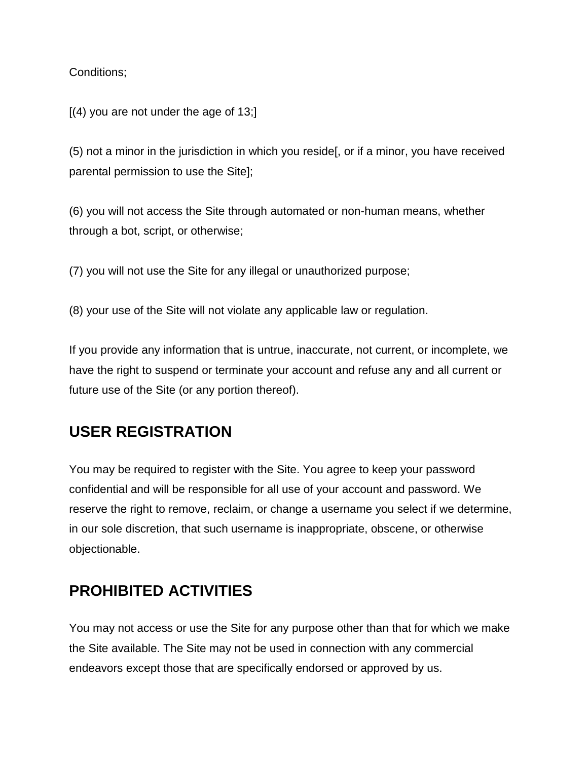Conditions;

[(4) you are not under the age of 13;]

(5) not a minor in the jurisdiction in which you reside[, or if a minor, you have received parental permission to use the Site];

(6) you will not access the Site through automated or non-human means, whether through a bot, script, or otherwise;

(7) you will not use the Site for any illegal or unauthorized purpose;

(8) your use of the Site will not violate any applicable law or regulation.

If you provide any information that is untrue, inaccurate, not current, or incomplete, we have the right to suspend or terminate your account and refuse any and all current or future use of the Site (or any portion thereof).

## USER REGISTRATION

You may be required to register with the Site. You agree to keep your password confidential and will be responsible for all use of your account and password. We reserve the right to remove, reclaim, or change a username you select if we determine, in our sole discretion, that such username is inappropriate, obscene, or otherwise objectionable.

## PROHIBITED ACTIVITIES

You may not access or use the Site for any purpose other than that for which we make the Site available. The Site may not be used in connection with any commercial endeavors except those that are specifically endorsed or approved by us.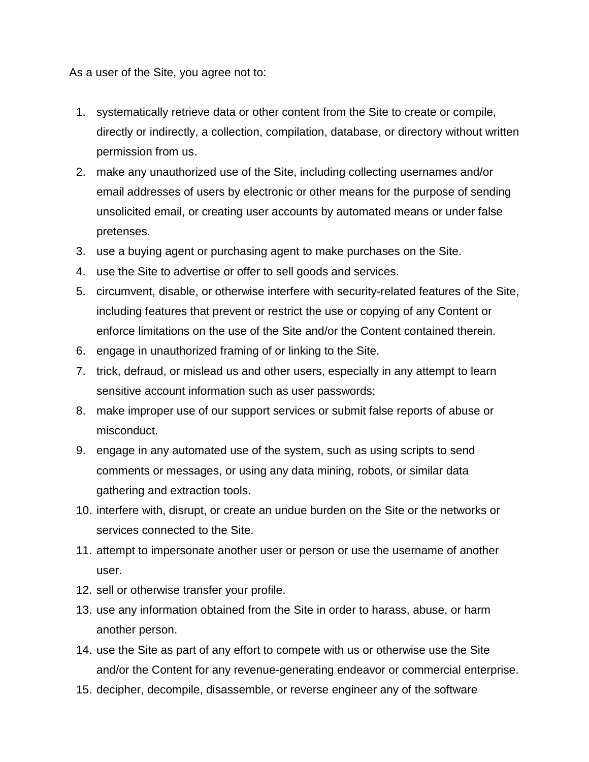As a user of the Site, you agree not to:

1. systematically retrieve data or other content from the Site to create or compile, directly or indirectly, a collection, compilation, database, or directory without written permission from us.
2. make any unauthorized use of the Site, including collecting usernames and/or email addresses of users by electronic or other means for the purpose of sending unsolicited email, or creating user accounts by automated means or under false pretenses.
3. use a buying agent or purchasing agent to make purchases on the Site.
4. use the Site to advertise or offer to sell goods and services.
5. circumvent, disable, or otherwise interfere with security-related features of the Site, including features that prevent or restrict the use or copying of any Content or enforce limitations on the use of the Site and/or the Content contained therein.
6. engage in unauthorized framing of or linking to the Site.
7. trick, defraud, or mislead us and other users, especially in any attempt to learn sensitive account information such as user passwords;
8. make improper use of our support services or submit false reports of abuse or misconduct.
9. engage in any automated use of the system, such as using scripts to send comments or messages, or using any data mining, robots, or similar data gathering and extraction tools.
10. interfere with, disrupt, or create an undue burden on the Site or the networks or services connected to the Site.
11. attempt to impersonate another user or person or use the username of another user.
12. sell or otherwise transfer your profile.
13. use any information obtained from the Site in order to harass, abuse, or harm another person.
14. use the Site as part of any effort to compete with us or otherwise use the Site and/or the Content for any revenue-generating endeavor or commercial enterprise.
15. decipher, decompile, disassemble, or reverse engineer any of the software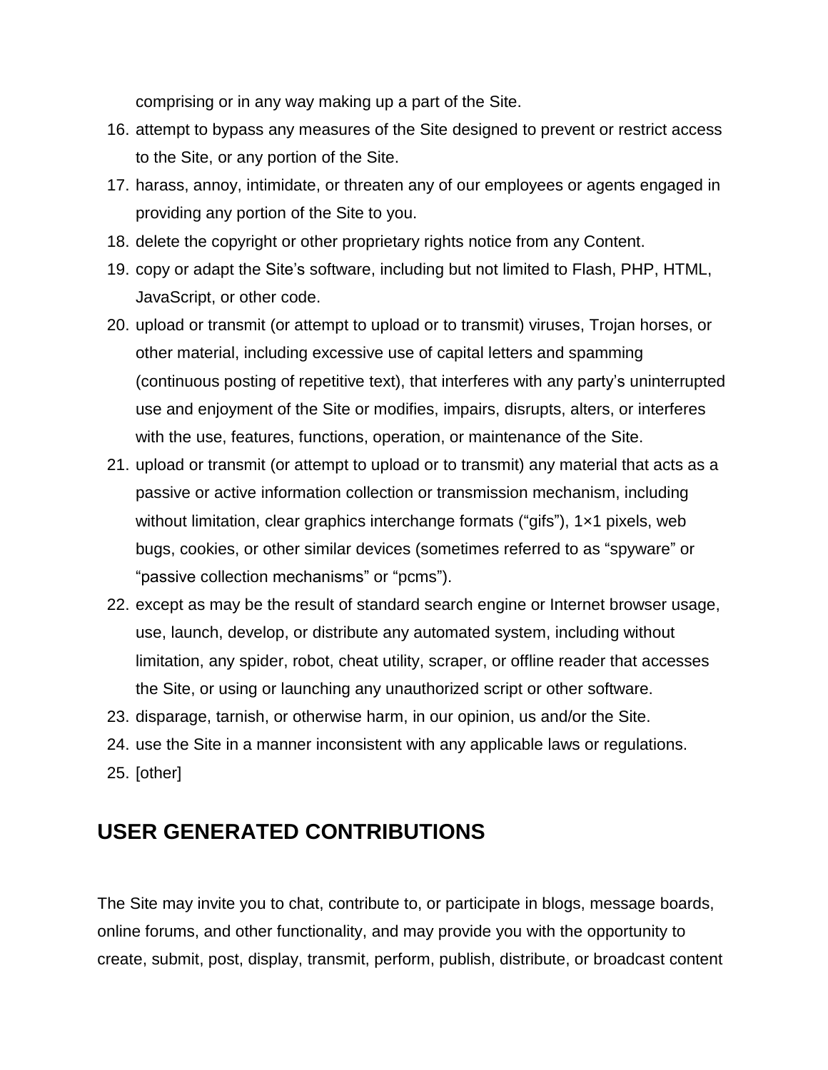comprising or in any way making up a part of the Site.

16. attempt to bypass any measures of the Site designed to prevent or restrict access to the Site, or any portion of the Site.
17. harass, annoy, intimidate, or threaten any of our employees or agents engaged in providing any portion of the Site to you.
18. delete the copyright or other proprietary rights notice from any Content.
19. copy or adapt the Site's software, including but not limited to Flash, PHP, HTML, JavaScript, or other code.
20. upload or transmit (or attempt to upload or to transmit) viruses, Trojan horses, or other material, including excessive use of capital letters and spamming (continuous posting of repetitive text), that interferes with any party's uninterrupted use and enjoyment of the Site or modifies, impairs, disrupts, alters, or interferes with the use, features, functions, operation, or maintenance of the Site.
21. upload or transmit (or attempt to upload or to transmit) any material that acts as a passive or active information collection or transmission mechanism, including without limitation, clear graphics interchange formats ("gifs"), 1×1 pixels, web bugs, cookies, or other similar devices (sometimes referred to as "spyware" or "passive collection mechanisms" or "pcms").
22. except as may be the result of standard search engine or Internet browser usage, use, launch, develop, or distribute any automated system, including without limitation, any spider, robot, cheat utility, scraper, or offline reader that accesses the Site, or using or launching any unauthorized script or other software.
23. disparage, tarnish, or otherwise harm, in our opinion, us and/or the Site.
24. use the Site in a manner inconsistent with any applicable laws or regulations.
25. [other]

## USER GENERATED CONTRIBUTIONS

The Site may invite you to chat, contribute to, or participate in blogs, message boards, online forums, and other functionality, and may provide you with the opportunity to create, submit, post, display, transmit, perform, publish, distribute, or broadcast content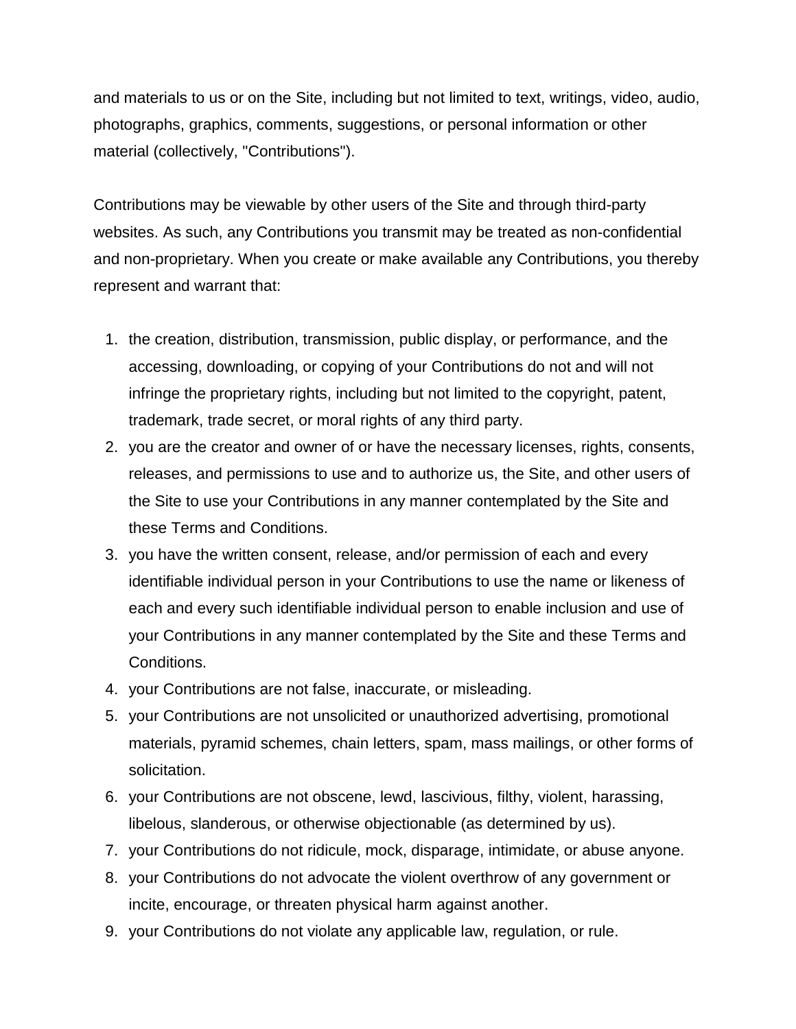and materials to us or on the Site, including but not limited to text, writings, video, audio, photographs, graphics, comments, suggestions, or personal information or other material (collectively, "Contributions").

Contributions may be viewable by other users of the Site and through third-party websites. As such, any Contributions you transmit may be treated as non-confidential and non-proprietary. When you create or make available any Contributions, you thereby represent and warrant that:

1. the creation, distribution, transmission, public display, or performance, and the accessing, downloading, or copying of your Contributions do not and will not infringe the proprietary rights, including but not limited to the copyright, patent, trademark, trade secret, or moral rights of any third party.
2. you are the creator and owner of or have the necessary licenses, rights, consents, releases, and permissions to use and to authorize us, the Site, and other users of the Site to use your Contributions in any manner contemplated by the Site and these Terms and Conditions.
3. you have the written consent, release, and/or permission of each and every identifiable individual person in your Contributions to use the name or likeness of each and every such identifiable individual person to enable inclusion and use of your Contributions in any manner contemplated by the Site and these Terms and Conditions.
4. your Contributions are not false, inaccurate, or misleading.
5. your Contributions are not unsolicited or unauthorized advertising, promotional materials, pyramid schemes, chain letters, spam, mass mailings, or other forms of solicitation.
6. your Contributions are not obscene, lewd, lascivious, filthy, violent, harassing, libelous, slanderous, or otherwise objectionable (as determined by us).
7. your Contributions do not ridicule, mock, disparage, intimidate, or abuse anyone.
8. your Contributions do not advocate the violent overthrow of any government or incite, encourage, or threaten physical harm against another.
9. your Contributions do not violate any applicable law, regulation, or rule.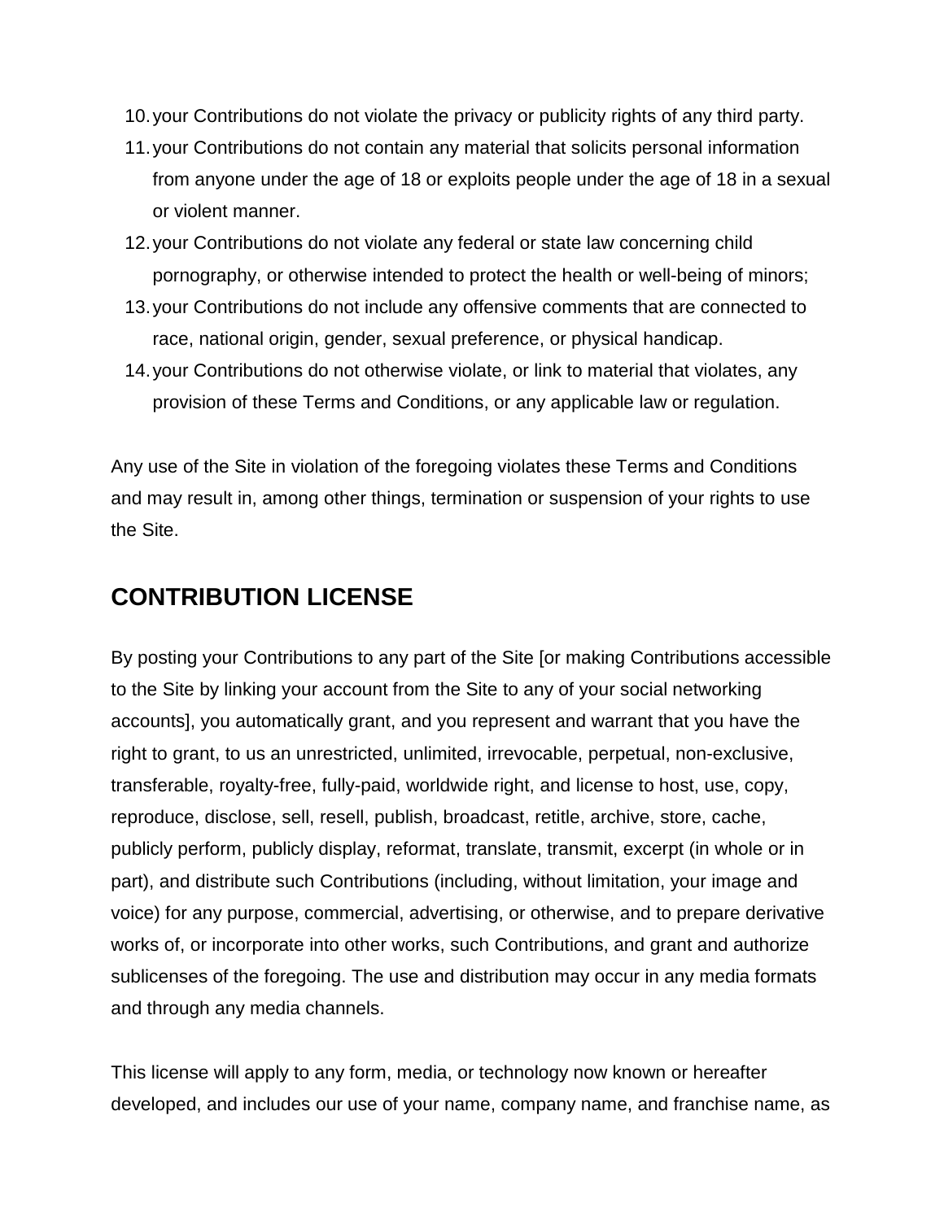10. your Contributions do not violate the privacy or publicity rights of any third party.
11. your Contributions do not contain any material that solicits personal information from anyone under the age of 18 or exploits people under the age of 18 in a sexual or violent manner.
12. your Contributions do not violate any federal or state law concerning child pornography, or otherwise intended to protect the health or well-being of minors;
13. your Contributions do not include any offensive comments that are connected to race, national origin, gender, sexual preference, or physical handicap.
14. your Contributions do not otherwise violate, or link to material that violates, any provision of these Terms and Conditions, or any applicable law or regulation.

Any use of the Site in violation of the foregoing violates these Terms and Conditions and may result in, among other things, termination or suspension of your rights to use the Site.

## CONTRIBUTION LICENSE

By posting your Contributions to any part of the Site [or making Contributions accessible to the Site by linking your account from the Site to any of your social networking accounts], you automatically grant, and you represent and warrant that you have the right to grant, to us an unrestricted, unlimited, irrevocable, perpetual, non-exclusive, transferable, royalty-free, fully-paid, worldwide right, and license to host, use, copy, reproduce, disclose, sell, resell, publish, broadcast, retitle, archive, store, cache, publicly perform, publicly display, reformat, translate, transmit, excerpt (in whole or in part), and distribute such Contributions (including, without limitation, your image and voice) for any purpose, commercial, advertising, or otherwise, and to prepare derivative works of, or incorporate into other works, such Contributions, and grant and authorize sublicenses of the foregoing. The use and distribution may occur in any media formats and through any media channels.

This license will apply to any form, media, or technology now known or hereafter developed, and includes our use of your name, company name, and franchise name, as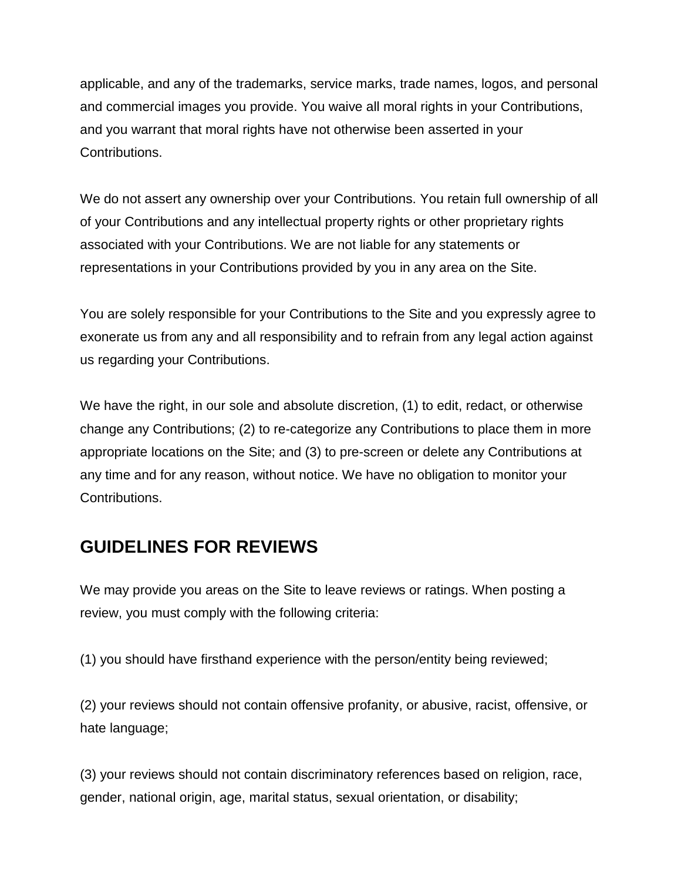applicable, and any of the trademarks, service marks, trade names, logos, and personal and commercial images you provide. You waive all moral rights in your Contributions, and you warrant that moral rights have not otherwise been asserted in your Contributions.

We do not assert any ownership over your Contributions. You retain full ownership of all of your Contributions and any intellectual property rights or other proprietary rights associated with your Contributions. We are not liable for any statements or representations in your Contributions provided by you in any area on the Site.

You are solely responsible for your Contributions to the Site and you expressly agree to exonerate us from any and all responsibility and to refrain from any legal action against us regarding your Contributions.

We have the right, in our sole and absolute discretion, (1) to edit, redact, or otherwise change any Contributions; (2) to re-categorize any Contributions to place them in more appropriate locations on the Site; and (3) to pre-screen or delete any Contributions at any time and for any reason, without notice. We have no obligation to monitor your Contributions.

## GUIDELINES FOR REVIEWS

We may provide you areas on the Site to leave reviews or ratings. When posting a review, you must comply with the following criteria:

(1) you should have firsthand experience with the person/entity being reviewed;

(2) your reviews should not contain offensive profanity, or abusive, racist, offensive, or hate language;

(3) your reviews should not contain discriminatory references based on religion, race, gender, national origin, age, marital status, sexual orientation, or disability;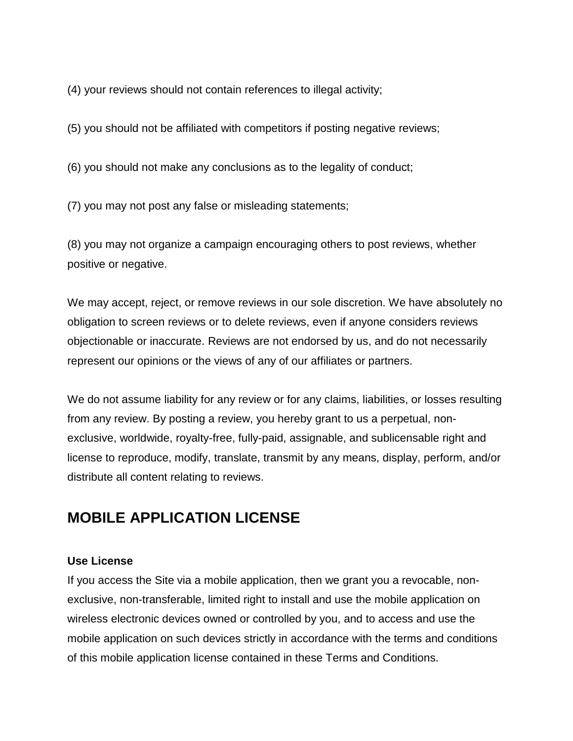(4) your reviews should not contain references to illegal activity;

(5) you should not be affiliated with competitors if posting negative reviews;

(6) you should not make any conclusions as to the legality of conduct;

(7) you may not post any false or misleading statements;

(8) you may not organize a campaign encouraging others to post reviews, whether positive or negative.

We may accept, reject, or remove reviews in our sole discretion. We have absolutely no obligation to screen reviews or to delete reviews, even if anyone considers reviews objectionable or inaccurate. Reviews are not endorsed by us, and do not necessarily represent our opinions or the views of any of our affiliates or partners.

We do not assume liability for any review or for any claims, liabilities, or losses resulting from any review. By posting a review, you hereby grant to us a perpetual, non-exclusive, worldwide, royalty-free, fully-paid, assignable, and sublicensable right and license to reproduce, modify, translate, transmit by any means, display, perform, and/or distribute all content relating to reviews.

## MOBILE APPLICATION LICENSE

**Use License**

If you access the Site via a mobile application, then we grant you a revocable, non-exclusive, non-transferable, limited right to install and use the mobile application on wireless electronic devices owned or controlled by you, and to access and use the mobile application on such devices strictly in accordance with the terms and conditions of this mobile application license contained in these Terms and Conditions.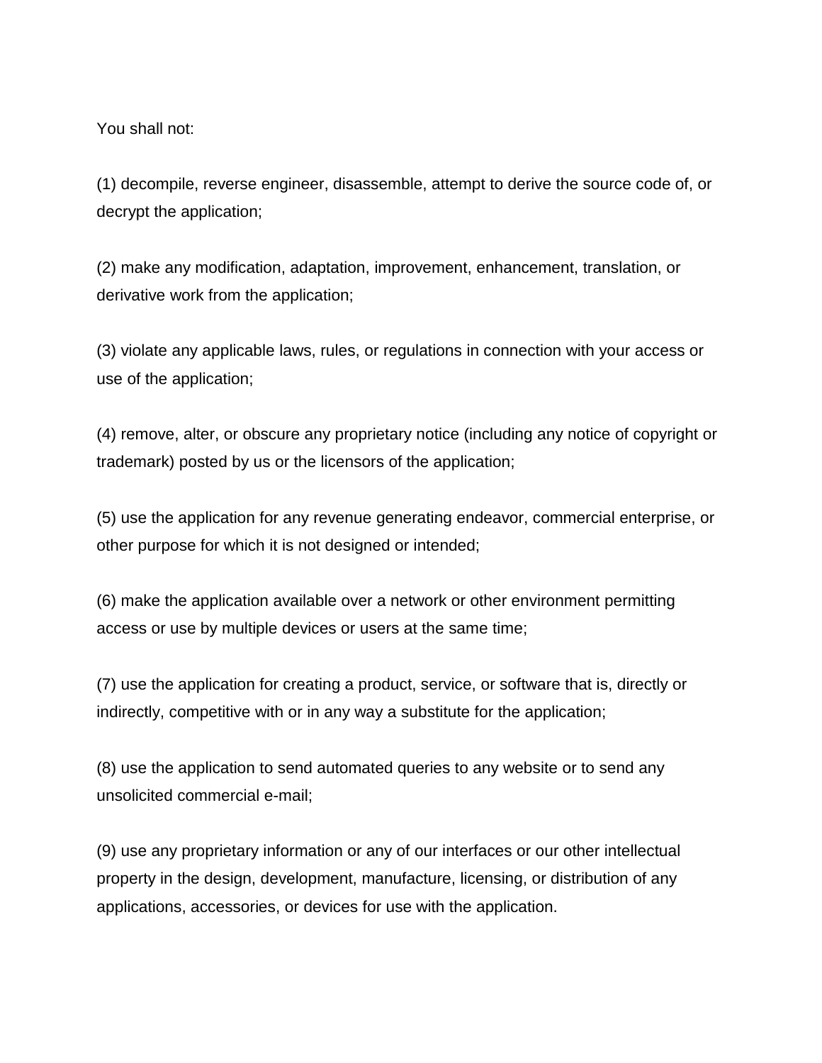You shall not:

(1) decompile, reverse engineer, disassemble, attempt to derive the source code of, or decrypt the application;

(2) make any modification, adaptation, improvement, enhancement, translation, or derivative work from the application;

(3) violate any applicable laws, rules, or regulations in connection with your access or use of the application;

(4) remove, alter, or obscure any proprietary notice (including any notice of copyright or trademark) posted by us or the licensors of the application;

(5) use the application for any revenue generating endeavor, commercial enterprise, or other purpose for which it is not designed or intended;

(6) make the application available over a network or other environment permitting access or use by multiple devices or users at the same time;

(7) use the application for creating a product, service, or software that is, directly or indirectly, competitive with or in any way a substitute for the application;

(8) use the application to send automated queries to any website or to send any unsolicited commercial e-mail;

(9) use any proprietary information or any of our interfaces or our other intellectual property in the design, development, manufacture, licensing, or distribution of any applications, accessories, or devices for use with the application.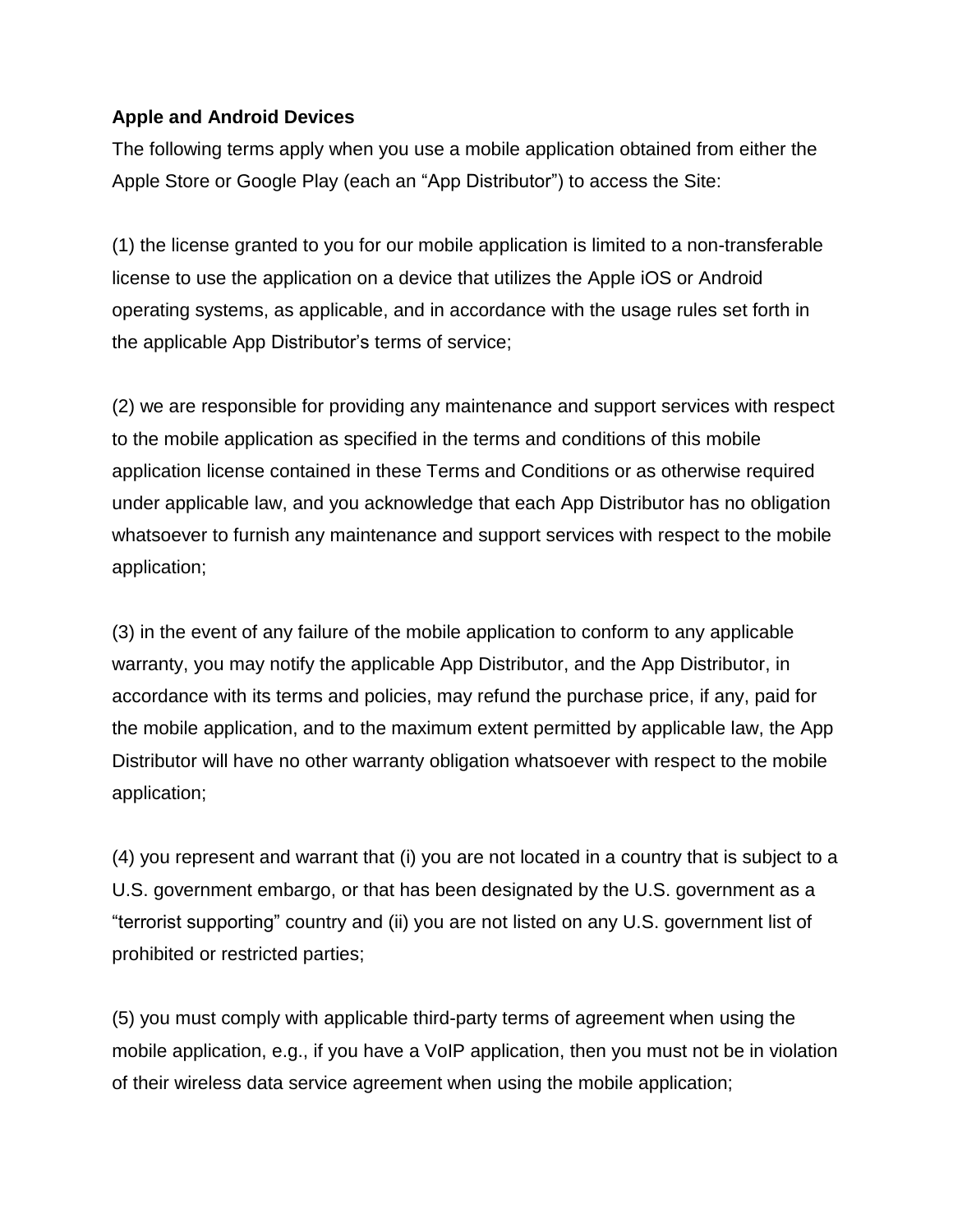**Apple and Android Devices**

The following terms apply when you use a mobile application obtained from either the Apple Store or Google Play (each an "App Distributor") to access the Site:

(1) the license granted to you for our mobile application is limited to a non-transferable license to use the application on a device that utilizes the Apple iOS or Android operating systems, as applicable, and in accordance with the usage rules set forth in the applicable App Distributor's terms of service;

(2) we are responsible for providing any maintenance and support services with respect to the mobile application as specified in the terms and conditions of this mobile application license contained in these Terms and Conditions or as otherwise required under applicable law, and you acknowledge that each App Distributor has no obligation whatsoever to furnish any maintenance and support services with respect to the mobile application;

(3) in the event of any failure of the mobile application to conform to any applicable warranty, you may notify the applicable App Distributor, and the App Distributor, in accordance with its terms and policies, may refund the purchase price, if any, paid for the mobile application, and to the maximum extent permitted by applicable law, the App Distributor will have no other warranty obligation whatsoever with respect to the mobile application;

(4) you represent and warrant that (i) you are not located in a country that is subject to a U.S. government embargo, or that has been designated by the U.S. government as a "terrorist supporting" country and (ii) you are not listed on any U.S. government list of prohibited or restricted parties;

(5) you must comply with applicable third-party terms of agreement when using the mobile application, e.g., if you have a VoIP application, then you must not be in violation of their wireless data service agreement when using the mobile application;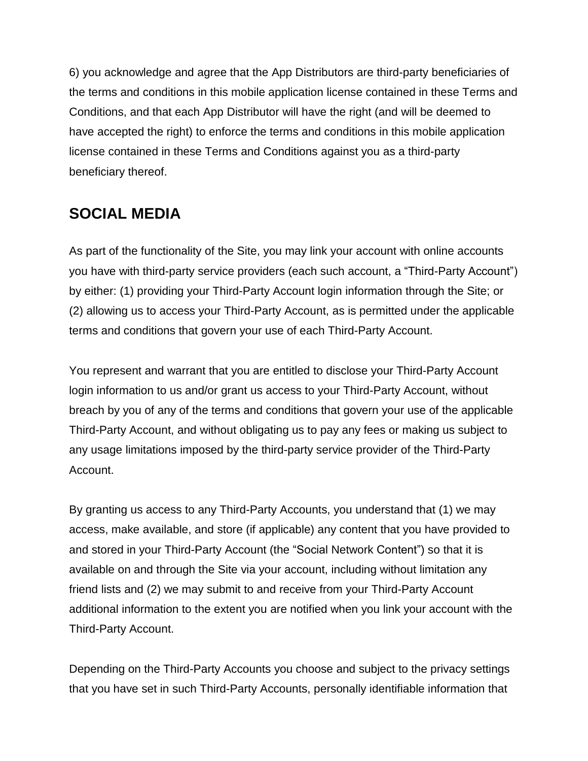6) you acknowledge and agree that the App Distributors are third-party beneficiaries of the terms and conditions in this mobile application license contained in these Terms and Conditions, and that each App Distributor will have the right (and will be deemed to have accepted the right) to enforce the terms and conditions in this mobile application license contained in these Terms and Conditions against you as a third-party beneficiary thereof.

## SOCIAL MEDIA

As part of the functionality of the Site, you may link your account with online accounts you have with third-party service providers (each such account, a “Third-Party Account”) by either: (1) providing your Third-Party Account login information through the Site; or (2) allowing us to access your Third-Party Account, as is permitted under the applicable terms and conditions that govern your use of each Third-Party Account.

You represent and warrant that you are entitled to disclose your Third-Party Account login information to us and/or grant us access to your Third-Party Account, without breach by you of any of the terms and conditions that govern your use of the applicable Third-Party Account, and without obligating us to pay any fees or making us subject to any usage limitations imposed by the third-party service provider of the Third-Party Account.

By granting us access to any Third-Party Accounts, you understand that (1) we may access, make available, and store (if applicable) any content that you have provided to and stored in your Third-Party Account (the “Social Network Content”) so that it is available on and through the Site via your account, including without limitation any friend lists and (2) we may submit to and receive from your Third-Party Account additional information to the extent you are notified when you link your account with the Third-Party Account.

Depending on the Third-Party Accounts you choose and subject to the privacy settings that you have set in such Third-Party Accounts, personally identifiable information that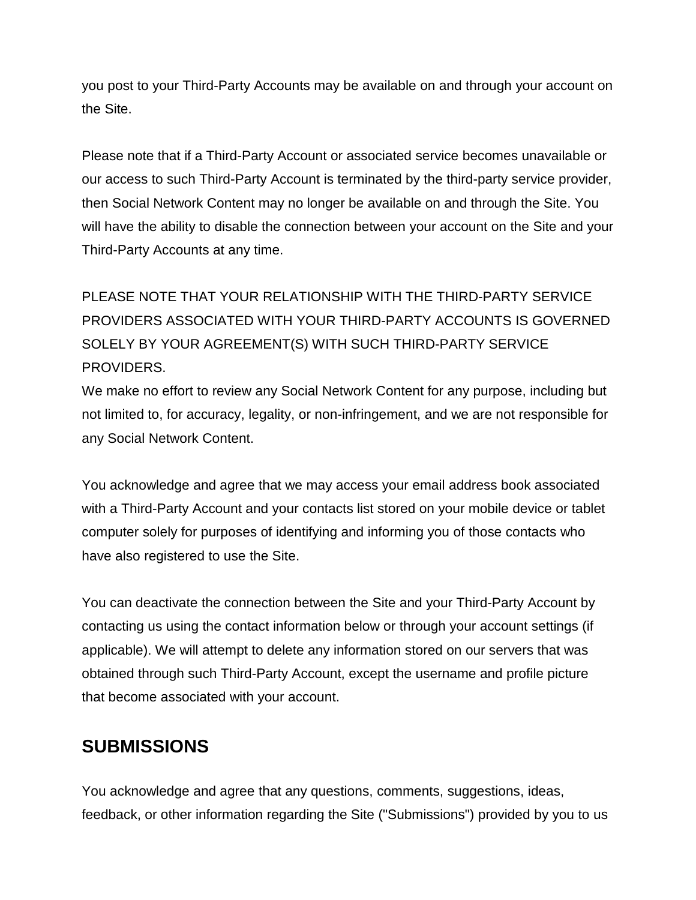you post to your Third-Party Accounts may be available on and through your account on the Site.

Please note that if a Third-Party Account or associated service becomes unavailable or our access to such Third-Party Account is terminated by the third-party service provider, then Social Network Content may no longer be available on and through the Site. You will have the ability to disable the connection between your account on the Site and your Third-Party Accounts at any time.

PLEASE NOTE THAT YOUR RELATIONSHIP WITH THE THIRD-PARTY SERVICE PROVIDERS ASSOCIATED WITH YOUR THIRD-PARTY ACCOUNTS IS GOVERNED SOLELY BY YOUR AGREEMENT(S) WITH SUCH THIRD-PARTY SERVICE PROVIDERS.
We make no effort to review any Social Network Content for any purpose, including but not limited to, for accuracy, legality, or non-infringement, and we are not responsible for any Social Network Content.

You acknowledge and agree that we may access your email address book associated with a Third-Party Account and your contacts list stored on your mobile device or tablet computer solely for purposes of identifying and informing you of those contacts who have also registered to use the Site.

You can deactivate the connection between the Site and your Third-Party Account by contacting us using the contact information below or through your account settings (if applicable). We will attempt to delete any information stored on our servers that was obtained through such Third-Party Account, except the username and profile picture that become associated with your account.

## SUBMISSIONS

You acknowledge and agree that any questions, comments, suggestions, ideas, feedback, or other information regarding the Site ("Submissions") provided by you to us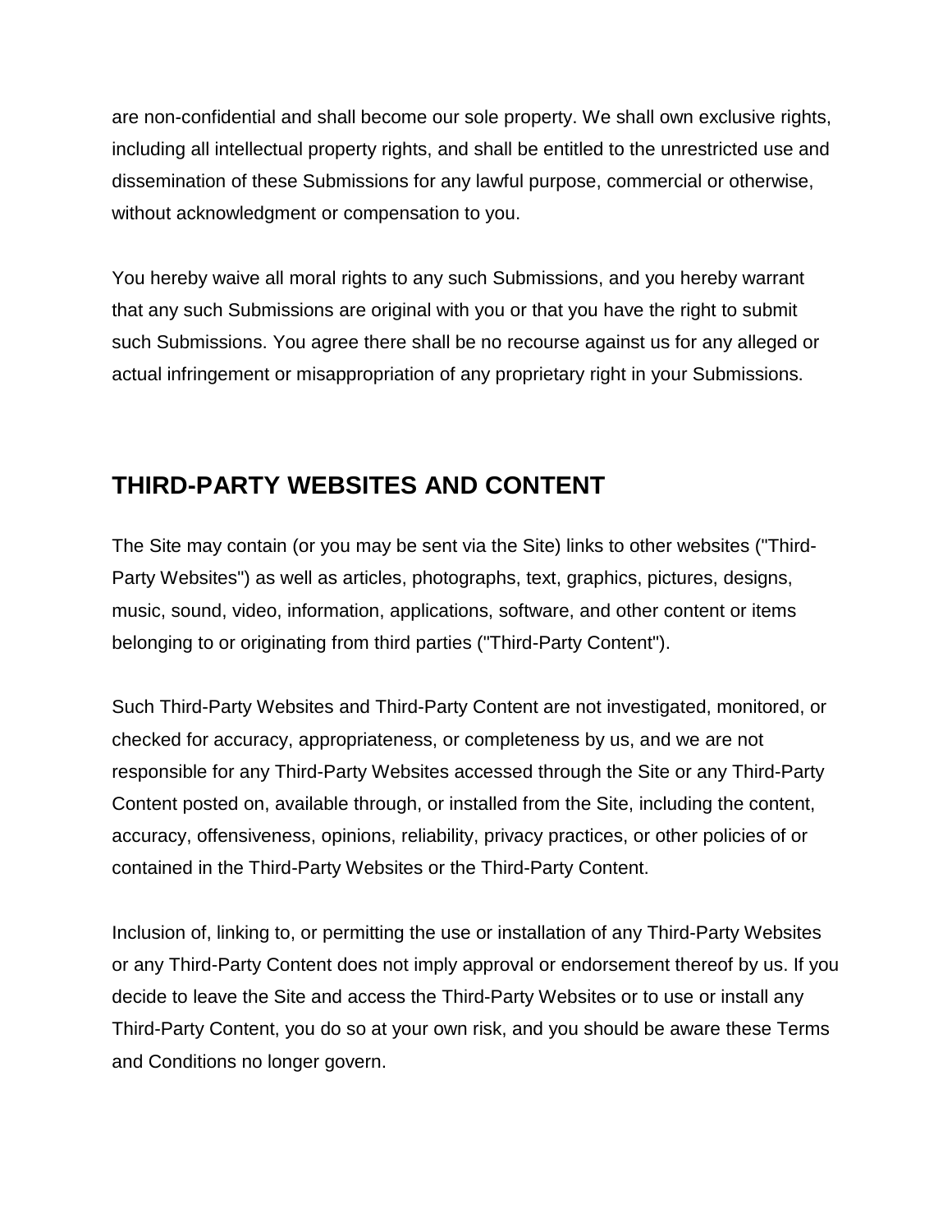are non-confidential and shall become our sole property. We shall own exclusive rights, including all intellectual property rights, and shall be entitled to the unrestricted use and dissemination of these Submissions for any lawful purpose, commercial or otherwise, without acknowledgment or compensation to you.

You hereby waive all moral rights to any such Submissions, and you hereby warrant that any such Submissions are original with you or that you have the right to submit such Submissions. You agree there shall be no recourse against us for any alleged or actual infringement or misappropriation of any proprietary right in your Submissions.

## THIRD-PARTY WEBSITES AND CONTENT

The Site may contain (or you may be sent via the Site) links to other websites ("Third-Party Websites") as well as articles, photographs, text, graphics, pictures, designs, music, sound, video, information, applications, software, and other content or items belonging to or originating from third parties ("Third-Party Content").

Such Third-Party Websites and Third-Party Content are not investigated, monitored, or checked for accuracy, appropriateness, or completeness by us, and we are not responsible for any Third-Party Websites accessed through the Site or any Third-Party Content posted on, available through, or installed from the Site, including the content, accuracy, offensiveness, opinions, reliability, privacy practices, or other policies of or contained in the Third-Party Websites or the Third-Party Content.

Inclusion of, linking to, or permitting the use or installation of any Third-Party Websites or any Third-Party Content does not imply approval or endorsement thereof by us. If you decide to leave the Site and access the Third-Party Websites or to use or install any Third-Party Content, you do so at your own risk, and you should be aware these Terms and Conditions no longer govern.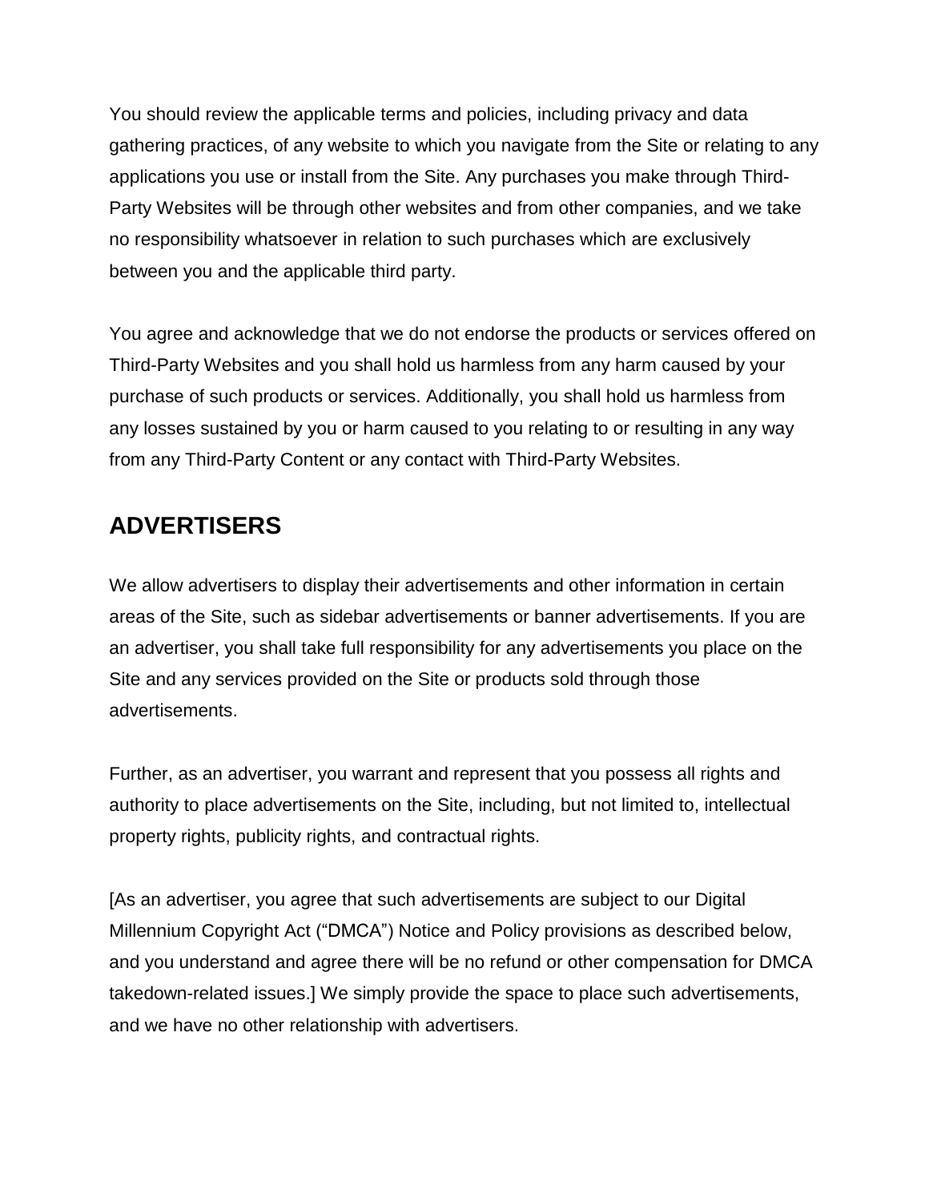You should review the applicable terms and policies, including privacy and data gathering practices, of any website to which you navigate from the Site or relating to any applications you use or install from the Site. Any purchases you make through Third-Party Websites will be through other websites and from other companies, and we take no responsibility whatsoever in relation to such purchases which are exclusively between you and the applicable third party.

You agree and acknowledge that we do not endorse the products or services offered on Third-Party Websites and you shall hold us harmless from any harm caused by your purchase of such products or services. Additionally, you shall hold us harmless from any losses sustained by you or harm caused to you relating to or resulting in any way from any Third-Party Content or any contact with Third-Party Websites.

## ADVERTISERS

We allow advertisers to display their advertisements and other information in certain areas of the Site, such as sidebar advertisements or banner advertisements. If you are an advertiser, you shall take full responsibility for any advertisements you place on the Site and any services provided on the Site or products sold through those advertisements.

Further, as an advertiser, you warrant and represent that you possess all rights and authority to place advertisements on the Site, including, but not limited to, intellectual property rights, publicity rights, and contractual rights.

[As an advertiser, you agree that such advertisements are subject to our Digital Millennium Copyright Act ("DMCA") Notice and Policy provisions as described below, and you understand and agree there will be no refund or other compensation for DMCA takedown-related issues.] We simply provide the space to place such advertisements, and we have no other relationship with advertisers.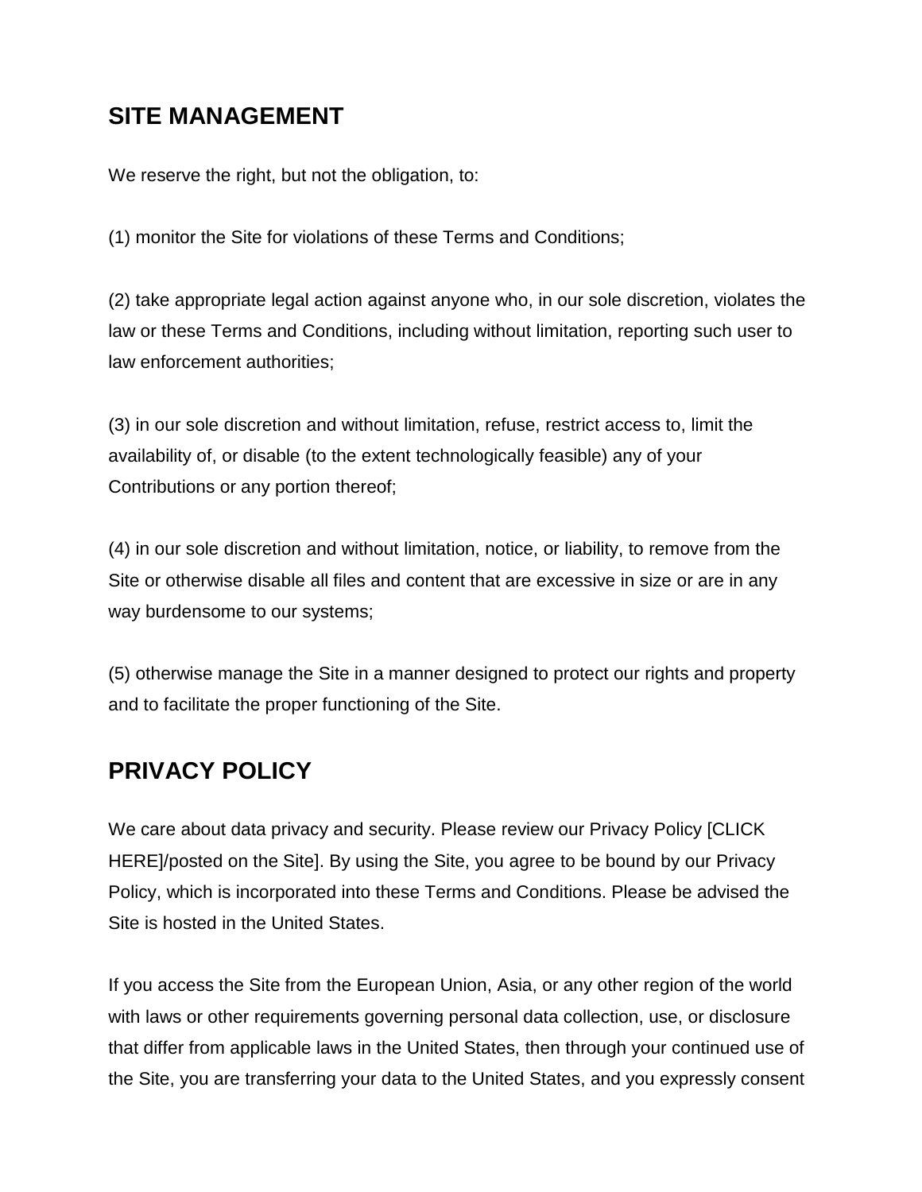## SITE MANAGEMENT

We reserve the right, but not the obligation, to:

(1) monitor the Site for violations of these Terms and Conditions;

(2) take appropriate legal action against anyone who, in our sole discretion, violates the law or these Terms and Conditions, including without limitation, reporting such user to law enforcement authorities;

(3) in our sole discretion and without limitation, refuse, restrict access to, limit the availability of, or disable (to the extent technologically feasible) any of your Contributions or any portion thereof;

(4) in our sole discretion and without limitation, notice, or liability, to remove from the Site or otherwise disable all files and content that are excessive in size or are in any way burdensome to our systems;

(5) otherwise manage the Site in a manner designed to protect our rights and property and to facilitate the proper functioning of the Site.

## PRIVACY POLICY

We care about data privacy and security. Please review our Privacy Policy [CLICK HERE]/posted on the Site]. By using the Site, you agree to be bound by our Privacy Policy, which is incorporated into these Terms and Conditions. Please be advised the Site is hosted in the United States.

If you access the Site from the European Union, Asia, or any other region of the world with laws or other requirements governing personal data collection, use, or disclosure that differ from applicable laws in the United States, then through your continued use of the Site, you are transferring your data to the United States, and you expressly consent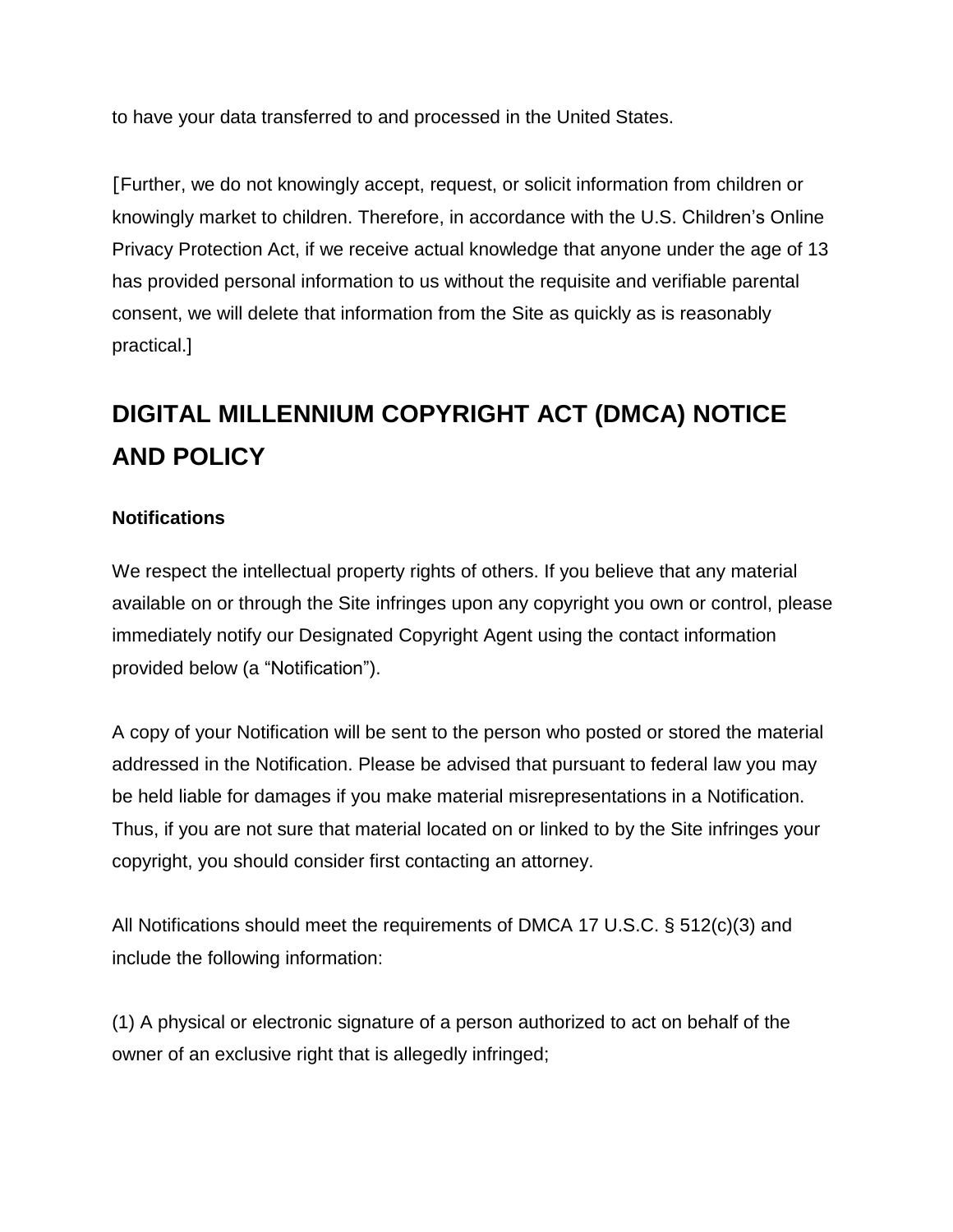to have your data transferred to and processed in the United States.

[Further, we do not knowingly accept, request, or solicit information from children or knowingly market to children. Therefore, in accordance with the U.S. Children's Online Privacy Protection Act, if we receive actual knowledge that anyone under the age of 13 has provided personal information to us without the requisite and verifiable parental consent, we will delete that information from the Site as quickly as is reasonably practical.]

## DIGITAL MILLENNIUM COPYRIGHT ACT (DMCA) NOTICE AND POLICY

### Notifications

We respect the intellectual property rights of others. If you believe that any material available on or through the Site infringes upon any copyright you own or control, please immediately notify our Designated Copyright Agent using the contact information provided below (a "Notification").

A copy of your Notification will be sent to the person who posted or stored the material addressed in the Notification. Please be advised that pursuant to federal law you may be held liable for damages if you make material misrepresentations in a Notification. Thus, if you are not sure that material located on or linked to by the Site infringes your copyright, you should consider first contacting an attorney.

All Notifications should meet the requirements of DMCA 17 U.S.C. § 512(c)(3) and include the following information:

(1) A physical or electronic signature of a person authorized to act on behalf of the owner of an exclusive right that is allegedly infringed;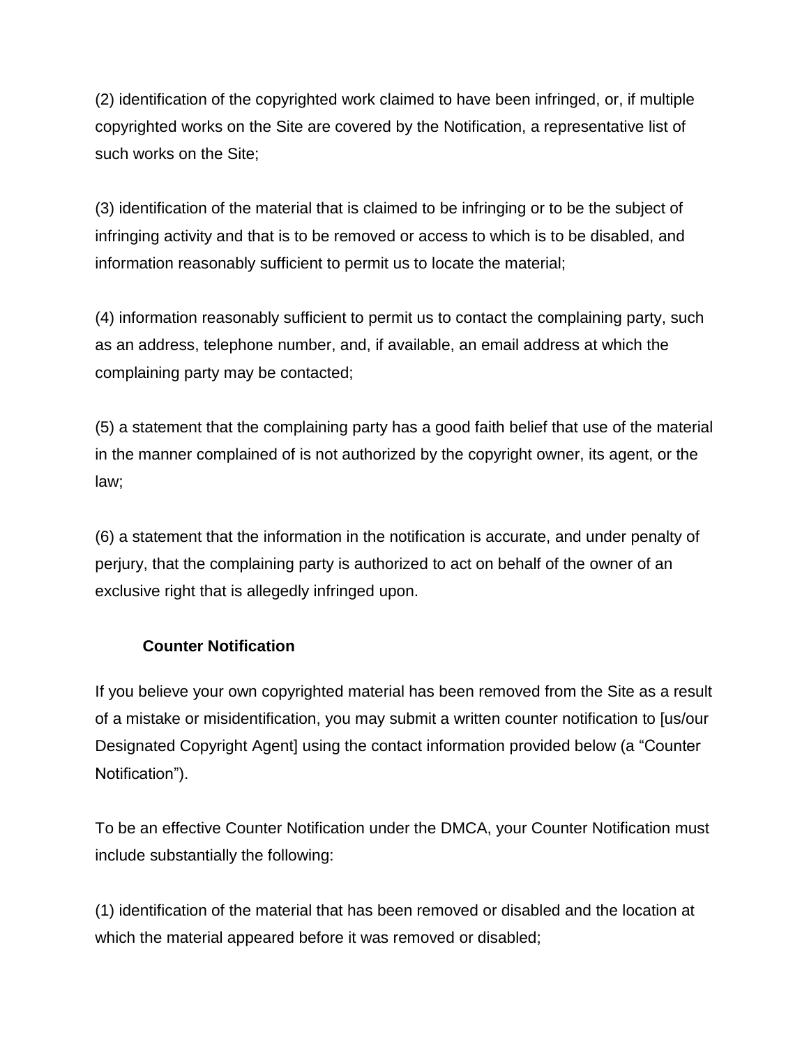(2) identification of the copyrighted work claimed to have been infringed, or, if multiple copyrighted works on the Site are covered by the Notification, a representative list of such works on the Site;

(3) identification of the material that is claimed to be infringing or to be the subject of infringing activity and that is to be removed or access to which is to be disabled, and information reasonably sufficient to permit us to locate the material;

(4) information reasonably sufficient to permit us to contact the complaining party, such as an address, telephone number, and, if available, an email address at which the complaining party may be contacted;

(5) a statement that the complaining party has a good faith belief that use of the material in the manner complained of is not authorized by the copyright owner, its agent, or the law;

(6) a statement that the information in the notification is accurate, and under penalty of perjury, that the complaining party is authorized to act on behalf of the owner of an exclusive right that is allegedly infringed upon.

**Counter Notification**

If you believe your own copyrighted material has been removed from the Site as a result of a mistake or misidentification, you may submit a written counter notification to [us/our Designated Copyright Agent] using the contact information provided below (a "Counter Notification").

To be an effective Counter Notification under the DMCA, your Counter Notification must include substantially the following:

(1) identification of the material that has been removed or disabled and the location at which the material appeared before it was removed or disabled;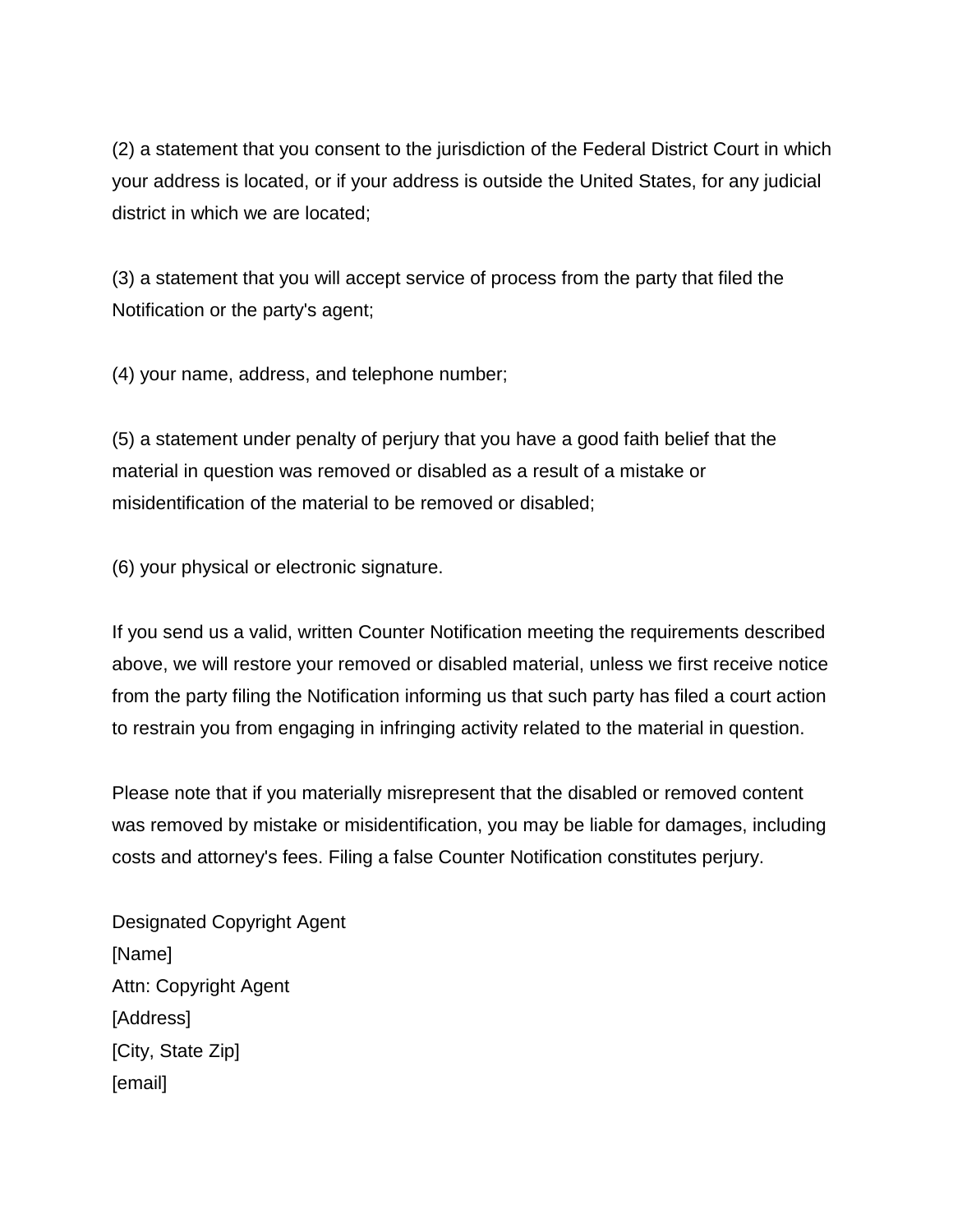(2) a statement that you consent to the jurisdiction of the Federal District Court in which your address is located, or if your address is outside the United States, for any judicial district in which we are located;

(3) a statement that you will accept service of process from the party that filed the Notification or the party's agent;

(4) your name, address, and telephone number;

(5) a statement under penalty of perjury that you have a good faith belief that the material in question was removed or disabled as a result of a mistake or misidentification of the material to be removed or disabled;

(6) your physical or electronic signature.

If you send us a valid, written Counter Notification meeting the requirements described above, we will restore your removed or disabled material, unless we first receive notice from the party filing the Notification informing us that such party has filed a court action to restrain you from engaging in infringing activity related to the material in question.

Please note that if you materially misrepresent that the disabled or removed content was removed by mistake or misidentification, you may be liable for damages, including costs and attorney's fees. Filing a false Counter Notification constitutes perjury.

Designated Copyright Agent
[Name]
Attn: Copyright Agent
[Address]
[City, State Zip]
[email]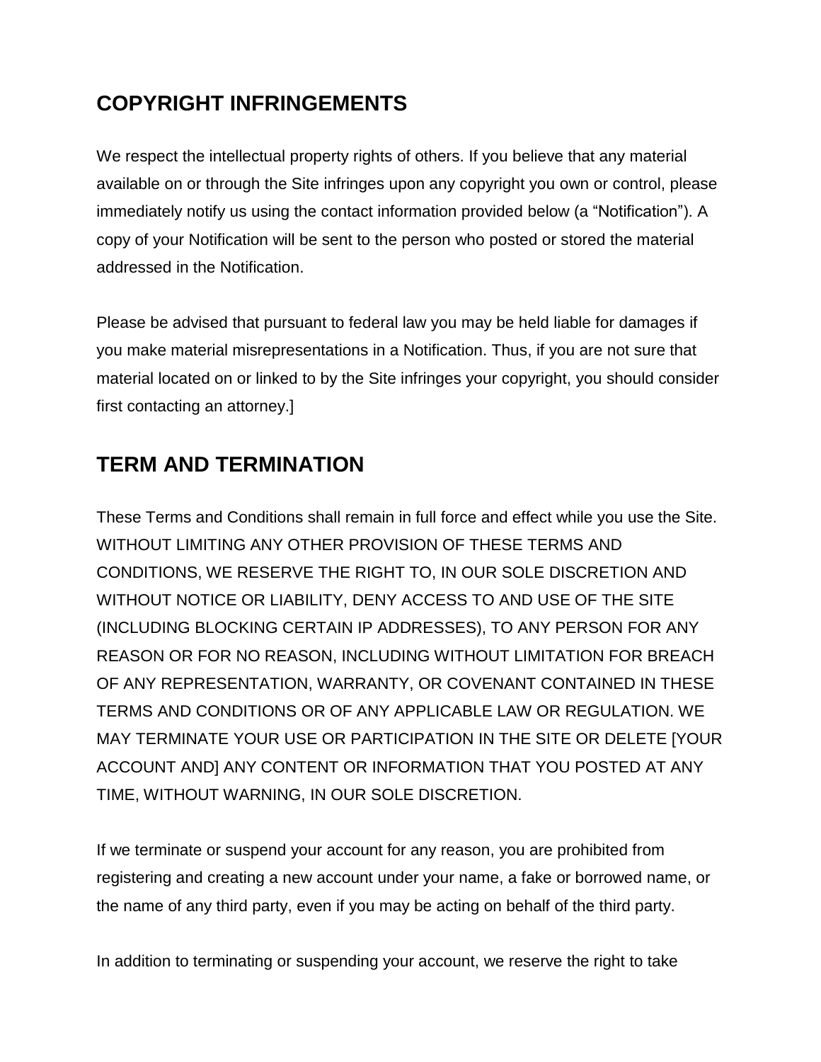## COPYRIGHT INFRINGEMENTS

We respect the intellectual property rights of others. If you believe that any material available on or through the Site infringes upon any copyright you own or control, please immediately notify us using the contact information provided below (a “Notification”). A copy of your Notification will be sent to the person who posted or stored the material addressed in the Notification.

Please be advised that pursuant to federal law you may be held liable for damages if you make material misrepresentations in a Notification. Thus, if you are not sure that material located on or linked to by the Site infringes your copyright, you should consider first contacting an attorney.]

## TERM AND TERMINATION

These Terms and Conditions shall remain in full force and effect while you use the Site. WITHOUT LIMITING ANY OTHER PROVISION OF THESE TERMS AND CONDITIONS, WE RESERVE THE RIGHT TO, IN OUR SOLE DISCRETION AND WITHOUT NOTICE OR LIABILITY, DENY ACCESS TO AND USE OF THE SITE (INCLUDING BLOCKING CERTAIN IP ADDRESSES), TO ANY PERSON FOR ANY REASON OR FOR NO REASON, INCLUDING WITHOUT LIMITATION FOR BREACH OF ANY REPRESENTATION, WARRANTY, OR COVENANT CONTAINED IN THESE TERMS AND CONDITIONS OR OF ANY APPLICABLE LAW OR REGULATION. WE MAY TERMINATE YOUR USE OR PARTICIPATION IN THE SITE OR DELETE [YOUR ACCOUNT AND] ANY CONTENT OR INFORMATION THAT YOU POSTED AT ANY TIME, WITHOUT WARNING, IN OUR SOLE DISCRETION.

If we terminate or suspend your account for any reason, you are prohibited from registering and creating a new account under your name, a fake or borrowed name, or the name of any third party, even if you may be acting on behalf of the third party.

In addition to terminating or suspending your account, we reserve the right to take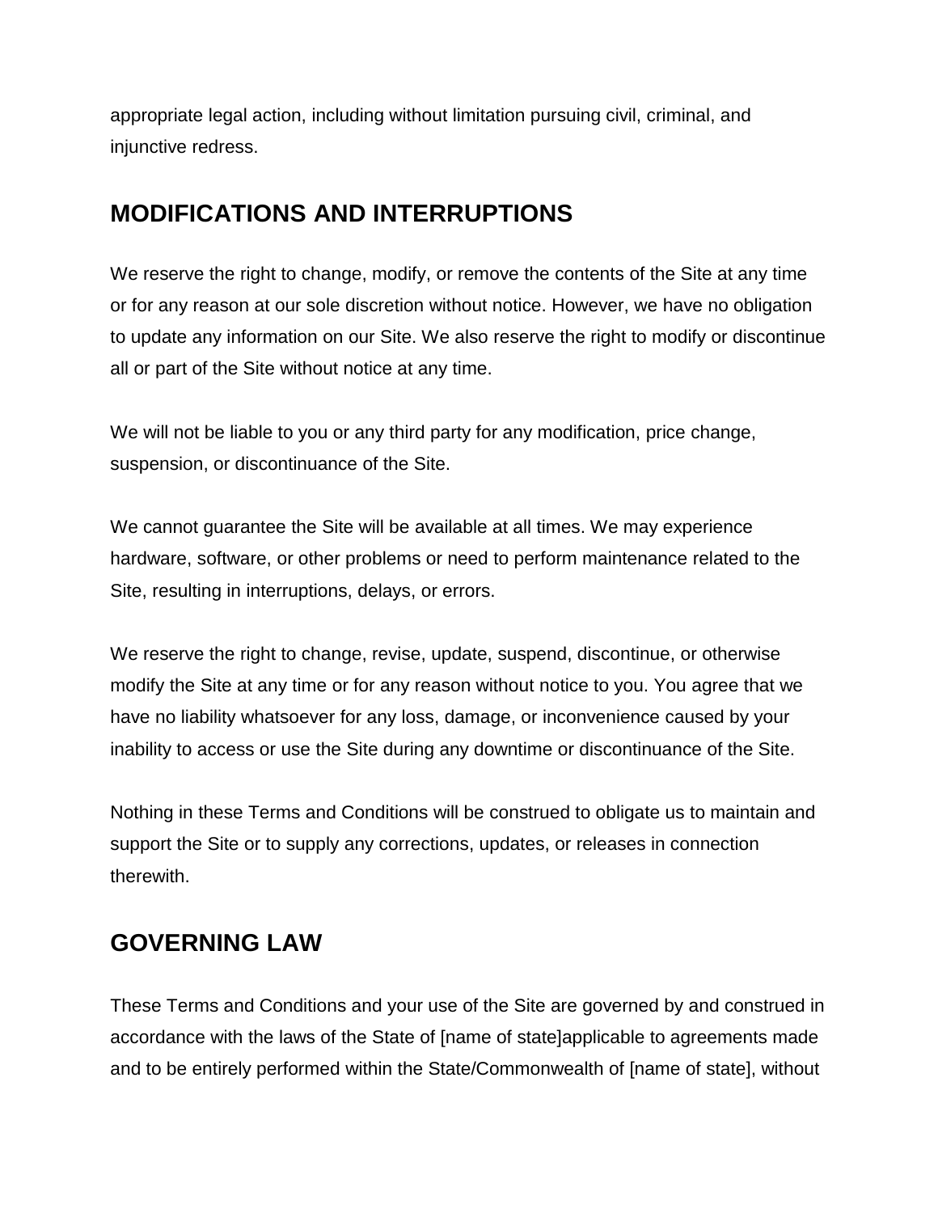appropriate legal action, including without limitation pursuing civil, criminal, and injunctive redress.

## MODIFICATIONS AND INTERRUPTIONS

We reserve the right to change, modify, or remove the contents of the Site at any time or for any reason at our sole discretion without notice. However, we have no obligation to update any information on our Site. We also reserve the right to modify or discontinue all or part of the Site without notice at any time.

We will not be liable to you or any third party for any modification, price change, suspension, or discontinuance of the Site.

We cannot guarantee the Site will be available at all times. We may experience hardware, software, or other problems or need to perform maintenance related to the Site, resulting in interruptions, delays, or errors.

We reserve the right to change, revise, update, suspend, discontinue, or otherwise modify the Site at any time or for any reason without notice to you. You agree that we have no liability whatsoever for any loss, damage, or inconvenience caused by your inability to access or use the Site during any downtime or discontinuance of the Site.

Nothing in these Terms and Conditions will be construed to obligate us to maintain and support the Site or to supply any corrections, updates, or releases in connection therewith.

## GOVERNING LAW

These Terms and Conditions and your use of the Site are governed by and construed in accordance with the laws of the State of [name of state]applicable to agreements made and to be entirely performed within the State/Commonwealth of [name of state], without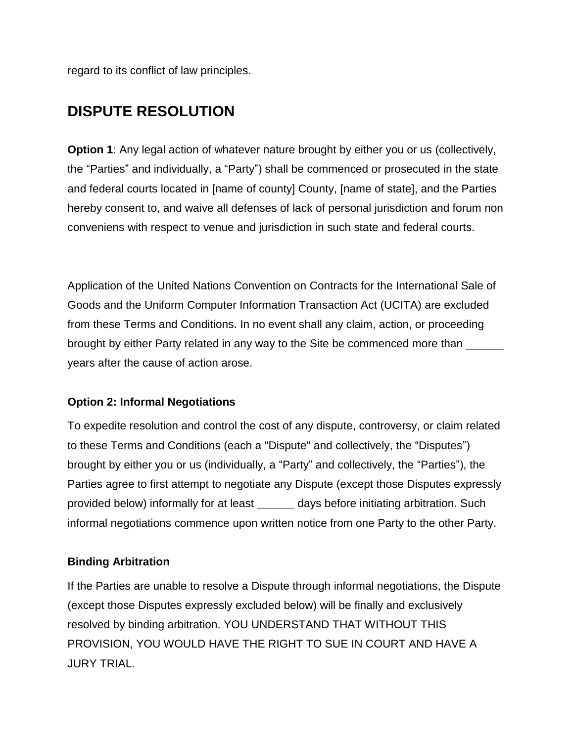regard to its conflict of law principles.

## DISPUTE RESOLUTION

**Option 1**: Any legal action of whatever nature brought by either you or us (collectively, the “Parties” and individually, a “Party”) shall be commenced or prosecuted in the state and federal courts located in [name of county] County, [name of state], and the Parties hereby consent to, and waive all defenses of lack of personal jurisdiction and forum non conveniens with respect to venue and jurisdiction in such state and federal courts.

Application of the United Nations Convention on Contracts for the International Sale of Goods and the Uniform Computer Information Transaction Act (UCITA) are excluded from these Terms and Conditions. In no event shall any claim, action, or proceeding brought by either Party related in any way to the Site be commenced more than ______ years after the cause of action arose.

### Option 2: Informal Negotiations

To expedite resolution and control the cost of any dispute, controversy, or claim related to these Terms and Conditions (each a "Dispute" and collectively, the “Disputes”) brought by either you or us (individually, a “Party” and collectively, the “Parties”), the Parties agree to first attempt to negotiate any Dispute (except those Disputes expressly provided below) informally for at least ______ days before initiating arbitration. Such informal negotiations commence upon written notice from one Party to the other Party.

### Binding Arbitration

If the Parties are unable to resolve a Dispute through informal negotiations, the Dispute (except those Disputes expressly excluded below) will be finally and exclusively resolved by binding arbitration. YOU UNDERSTAND THAT WITHOUT THIS PROVISION, YOU WOULD HAVE THE RIGHT TO SUE IN COURT AND HAVE A JURY TRIAL.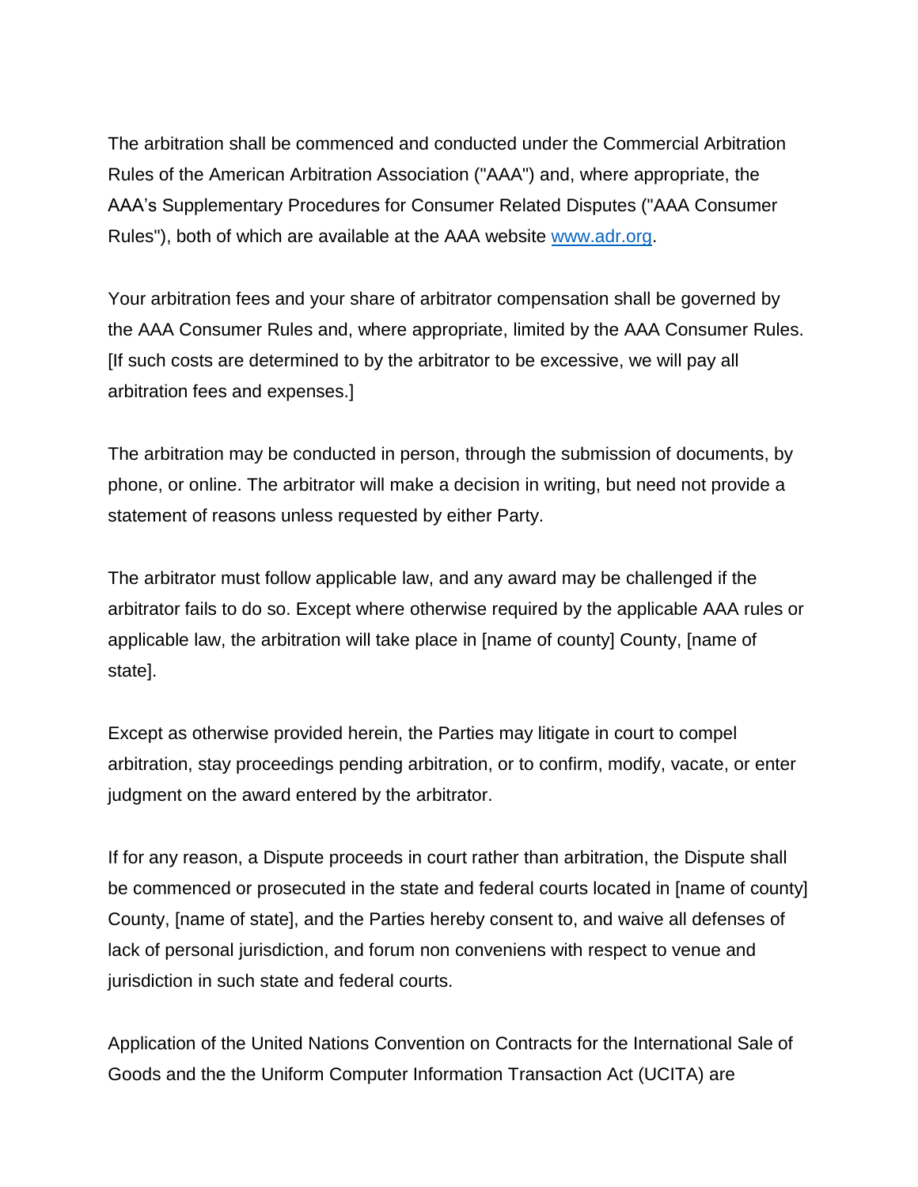The arbitration shall be commenced and conducted under the Commercial Arbitration Rules of the American Arbitration Association ("AAA") and, where appropriate, the AAA's Supplementary Procedures for Consumer Related Disputes ("AAA Consumer Rules"), both of which are available at the AAA website [www.adr.org](http://www.adr.org).

Your arbitration fees and your share of arbitrator compensation shall be governed by the AAA Consumer Rules and, where appropriate, limited by the AAA Consumer Rules. [If such costs are determined to by the arbitrator to be excessive, we will pay all arbitration fees and expenses.]

The arbitration may be conducted in person, through the submission of documents, by phone, or online. The arbitrator will make a decision in writing, but need not provide a statement of reasons unless requested by either Party.

The arbitrator must follow applicable law, and any award may be challenged if the arbitrator fails to do so. Except where otherwise required by the applicable AAA rules or applicable law, the arbitration will take place in [name of county] County, [name of state].

Except as otherwise provided herein, the Parties may litigate in court to compel arbitration, stay proceedings pending arbitration, or to confirm, modify, vacate, or enter judgment on the award entered by the arbitrator.

If for any reason, a Dispute proceeds in court rather than arbitration, the Dispute shall be commenced or prosecuted in the state and federal courts located in [name of county] County, [name of state], and the Parties hereby consent to, and waive all defenses of lack of personal jurisdiction, and forum non conveniens with respect to venue and jurisdiction in such state and federal courts.

Application of the United Nations Convention on Contracts for the International Sale of Goods and the the Uniform Computer Information Transaction Act (UCITA) are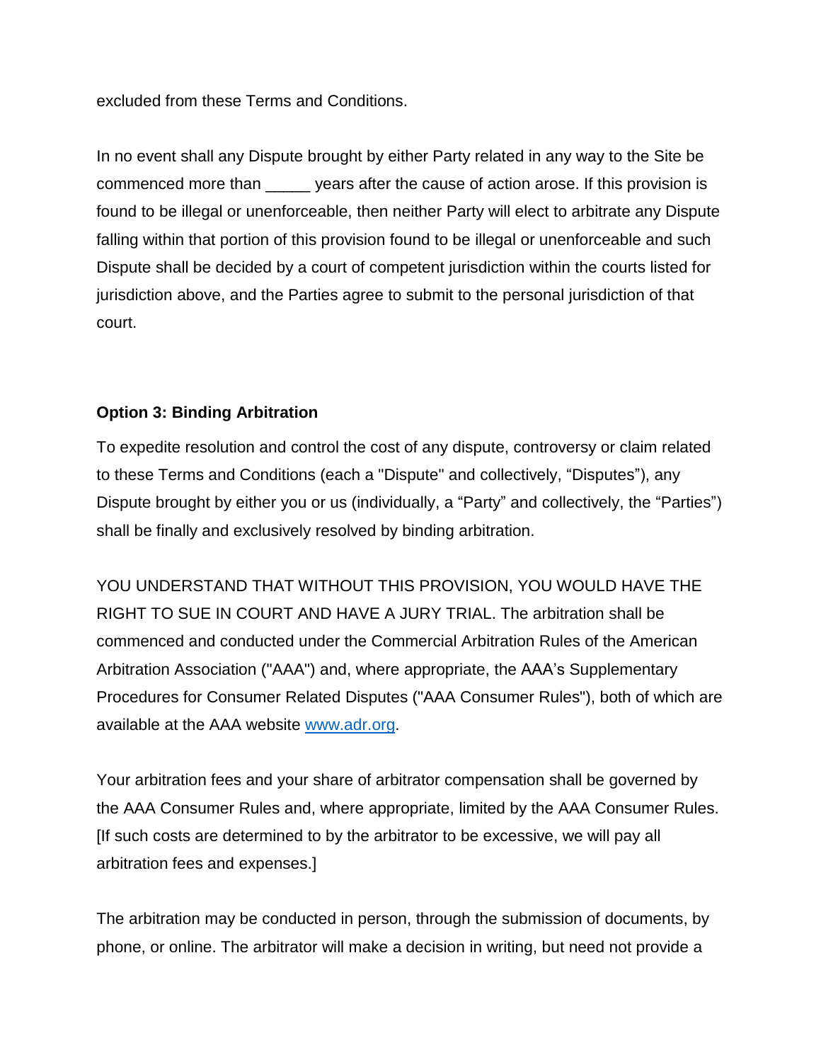excluded from these Terms and Conditions.

In no event shall any Dispute brought by either Party related in any way to the Site be commenced more than _____ years after the cause of action arose. If this provision is found to be illegal or unenforceable, then neither Party will elect to arbitrate any Dispute falling within that portion of this provision found to be illegal or unenforceable and such Dispute shall be decided by a court of competent jurisdiction within the courts listed for jurisdiction above, and the Parties agree to submit to the personal jurisdiction of that court.

**Option 3: Binding Arbitration**

To expedite resolution and control the cost of any dispute, controversy or claim related to these Terms and Conditions (each a "Dispute" and collectively, “Disputes”), any Dispute brought by either you or us (individually, a “Party” and collectively, the “Parties”) shall be finally and exclusively resolved by binding arbitration.

YOU UNDERSTAND THAT WITHOUT THIS PROVISION, YOU WOULD HAVE THE RIGHT TO SUE IN COURT AND HAVE A JURY TRIAL. The arbitration shall be commenced and conducted under the Commercial Arbitration Rules of the American Arbitration Association ("AAA") and, where appropriate, the AAA’s Supplementary Procedures for Consumer Related Disputes ("AAA Consumer Rules"), both of which are available at the AAA website [www.adr.org](http://www.adr.org).

Your arbitration fees and your share of arbitrator compensation shall be governed by the AAA Consumer Rules and, where appropriate, limited by the AAA Consumer Rules. [If such costs are determined to by the arbitrator to be excessive, we will pay all arbitration fees and expenses.]

The arbitration may be conducted in person, through the submission of documents, by phone, or online. The arbitrator will make a decision in writing, but need not provide a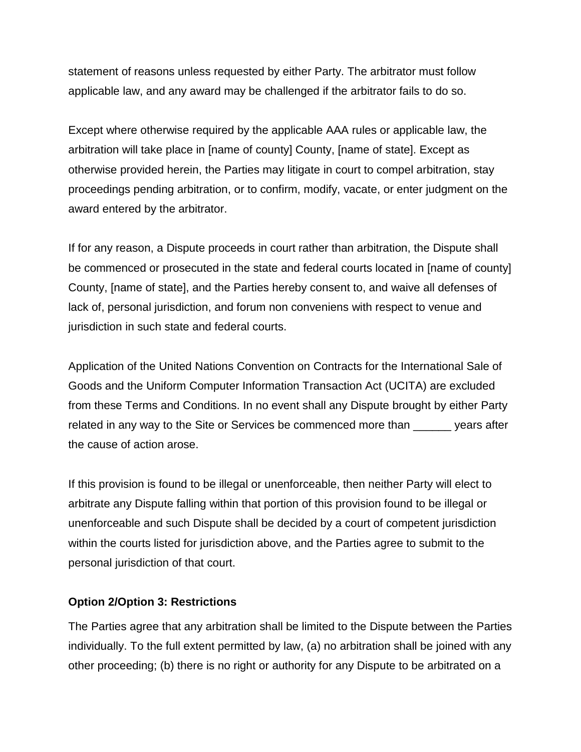statement of reasons unless requested by either Party. The arbitrator must follow applicable law, and any award may be challenged if the arbitrator fails to do so.

Except where otherwise required by the applicable AAA rules or applicable law, the arbitration will take place in [name of county] County, [name of state]. Except as otherwise provided herein, the Parties may litigate in court to compel arbitration, stay proceedings pending arbitration, or to confirm, modify, vacate, or enter judgment on the award entered by the arbitrator.

If for any reason, a Dispute proceeds in court rather than arbitration, the Dispute shall be commenced or prosecuted in the state and federal courts located in [name of county] County, [name of state], and the Parties hereby consent to, and waive all defenses of lack of, personal jurisdiction, and forum non conveniens with respect to venue and jurisdiction in such state and federal courts.

Application of the United Nations Convention on Contracts for the International Sale of Goods and the Uniform Computer Information Transaction Act (UCITA) are excluded from these Terms and Conditions. In no event shall any Dispute brought by either Party related in any way to the Site or Services be commenced more than ______ years after the cause of action arose.

If this provision is found to be illegal or unenforceable, then neither Party will elect to arbitrate any Dispute falling within that portion of this provision found to be illegal or unenforceable and such Dispute shall be decided by a court of competent jurisdiction within the courts listed for jurisdiction above, and the Parties agree to submit to the personal jurisdiction of that court.

**Option 2/Option 3: Restrictions**

The Parties agree that any arbitration shall be limited to the Dispute between the Parties individually. To the full extent permitted by law, (a) no arbitration shall be joined with any other proceeding; (b) there is no right or authority for any Dispute to be arbitrated on a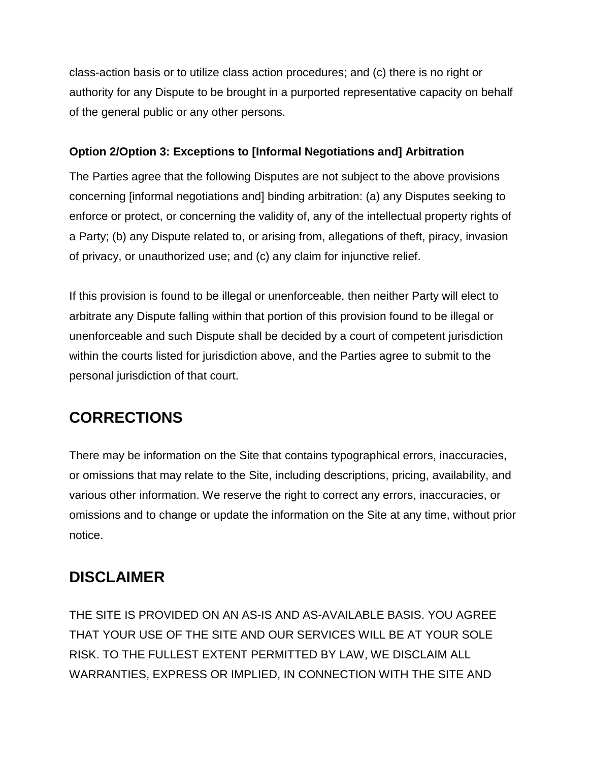class-action basis or to utilize class action procedures; and (c) there is no right or authority for any Dispute to be brought in a purported representative capacity on behalf of the general public or any other persons.

**Option 2/Option 3: Exceptions to [Informal Negotiations and] Arbitration**

The Parties agree that the following Disputes are not subject to the above provisions concerning [informal negotiations and] binding arbitration: (a) any Disputes seeking to enforce or protect, or concerning the validity of, any of the intellectual property rights of a Party; (b) any Dispute related to, or arising from, allegations of theft, piracy, invasion of privacy, or unauthorized use; and (c) any claim for injunctive relief.

If this provision is found to be illegal or unenforceable, then neither Party will elect to arbitrate any Dispute falling within that portion of this provision found to be illegal or unenforceable and such Dispute shall be decided by a court of competent jurisdiction within the courts listed for jurisdiction above, and the Parties agree to submit to the personal jurisdiction of that court.

## CORRECTIONS

There may be information on the Site that contains typographical errors, inaccuracies, or omissions that may relate to the Site, including descriptions, pricing, availability, and various other information. We reserve the right to correct any errors, inaccuracies, or omissions and to change or update the information on the Site at any time, without prior notice.

## DISCLAIMER

THE SITE IS PROVIDED ON AN AS-IS AND AS-AVAILABLE BASIS. YOU AGREE THAT YOUR USE OF THE SITE AND OUR SERVICES WILL BE AT YOUR SOLE RISK. TO THE FULLEST EXTENT PERMITTED BY LAW, WE DISCLAIM ALL WARRANTIES, EXPRESS OR IMPLIED, IN CONNECTION WITH THE SITE AND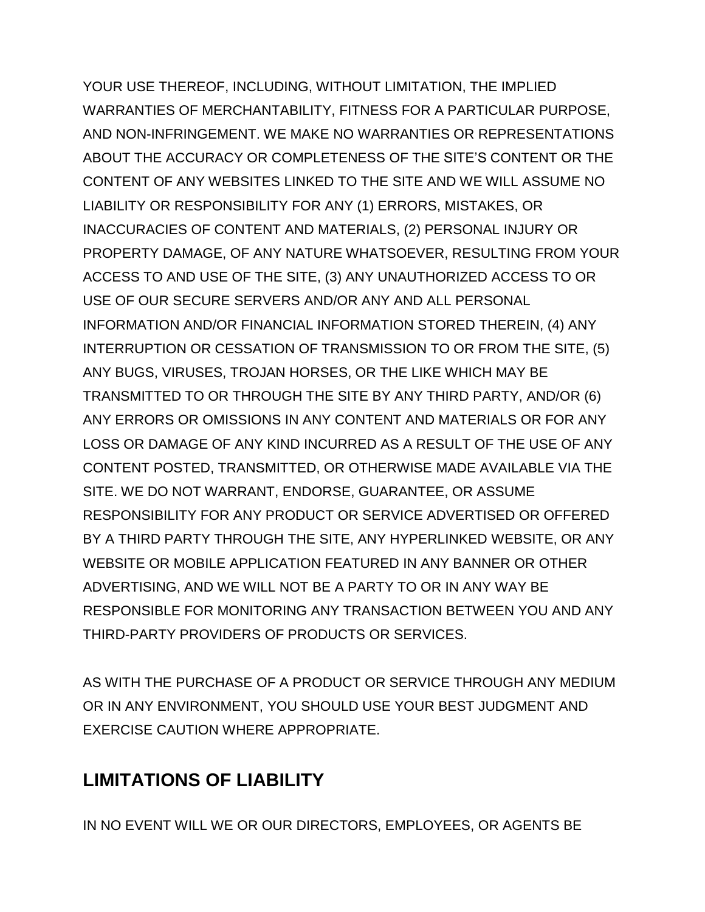YOUR USE THEREOF, INCLUDING, WITHOUT LIMITATION, THE IMPLIED WARRANTIES OF MERCHANTABILITY, FITNESS FOR A PARTICULAR PURPOSE, AND NON-INFRINGEMENT. WE MAKE NO WARRANTIES OR REPRESENTATIONS ABOUT THE ACCURACY OR COMPLETENESS OF THE SITE'S CONTENT OR THE CONTENT OF ANY WEBSITES LINKED TO THE SITE AND WE WILL ASSUME NO LIABILITY OR RESPONSIBILITY FOR ANY (1) ERRORS, MISTAKES, OR INACCURACIES OF CONTENT AND MATERIALS, (2) PERSONAL INJURY OR PROPERTY DAMAGE, OF ANY NATURE WHATSOEVER, RESULTING FROM YOUR ACCESS TO AND USE OF THE SITE, (3) ANY UNAUTHORIZED ACCESS TO OR USE OF OUR SECURE SERVERS AND/OR ANY AND ALL PERSONAL INFORMATION AND/OR FINANCIAL INFORMATION STORED THEREIN, (4) ANY INTERRUPTION OR CESSATION OF TRANSMISSION TO OR FROM THE SITE, (5) ANY BUGS, VIRUSES, TROJAN HORSES, OR THE LIKE WHICH MAY BE TRANSMITTED TO OR THROUGH THE SITE BY ANY THIRD PARTY, AND/OR (6) ANY ERRORS OR OMISSIONS IN ANY CONTENT AND MATERIALS OR FOR ANY LOSS OR DAMAGE OF ANY KIND INCURRED AS A RESULT OF THE USE OF ANY CONTENT POSTED, TRANSMITTED, OR OTHERWISE MADE AVAILABLE VIA THE SITE. WE DO NOT WARRANT, ENDORSE, GUARANTEE, OR ASSUME RESPONSIBILITY FOR ANY PRODUCT OR SERVICE ADVERTISED OR OFFERED BY A THIRD PARTY THROUGH THE SITE, ANY HYPERLINKED WEBSITE, OR ANY WEBSITE OR MOBILE APPLICATION FEATURED IN ANY BANNER OR OTHER ADVERTISING, AND WE WILL NOT BE A PARTY TO OR IN ANY WAY BE RESPONSIBLE FOR MONITORING ANY TRANSACTION BETWEEN YOU AND ANY THIRD-PARTY PROVIDERS OF PRODUCTS OR SERVICES.

AS WITH THE PURCHASE OF A PRODUCT OR SERVICE THROUGH ANY MEDIUM OR IN ANY ENVIRONMENT, YOU SHOULD USE YOUR BEST JUDGMENT AND EXERCISE CAUTION WHERE APPROPRIATE.

## LIMITATIONS OF LIABILITY

IN NO EVENT WILL WE OR OUR DIRECTORS, EMPLOYEES, OR AGENTS BE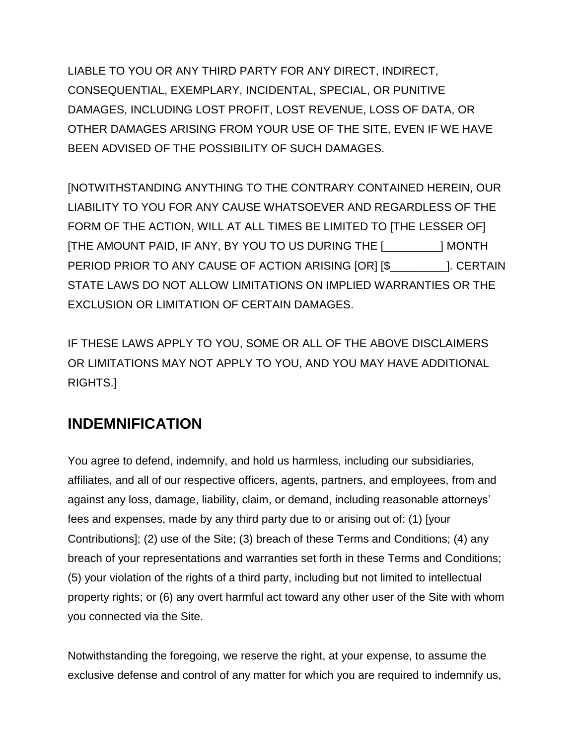LIABLE TO YOU OR ANY THIRD PARTY FOR ANY DIRECT, INDIRECT, CONSEQUENTIAL, EXEMPLARY, INCIDENTAL, SPECIAL, OR PUNITIVE DAMAGES, INCLUDING LOST PROFIT, LOST REVENUE, LOSS OF DATA, OR OTHER DAMAGES ARISING FROM YOUR USE OF THE SITE, EVEN IF WE HAVE BEEN ADVISED OF THE POSSIBILITY OF SUCH DAMAGES.

[NOTWITHSTANDING ANYTHING TO THE CONTRARY CONTAINED HEREIN, OUR LIABILITY TO YOU FOR ANY CAUSE WHATSOEVER AND REGARDLESS OF THE FORM OF THE ACTION, WILL AT ALL TIMES BE LIMITED TO [THE LESSER OF] [THE AMOUNT PAID, IF ANY, BY YOU TO US DURING THE [_________] MONTH PERIOD PRIOR TO ANY CAUSE OF ACTION ARISING [OR] [$_________]. CERTAIN STATE LAWS DO NOT ALLOW LIMITATIONS ON IMPLIED WARRANTIES OR THE EXCLUSION OR LIMITATION OF CERTAIN DAMAGES.

IF THESE LAWS APPLY TO YOU, SOME OR ALL OF THE ABOVE DISCLAIMERS OR LIMITATIONS MAY NOT APPLY TO YOU, AND YOU MAY HAVE ADDITIONAL RIGHTS.]

## INDEMNIFICATION

You agree to defend, indemnify, and hold us harmless, including our subsidiaries, affiliates, and all of our respective officers, agents, partners, and employees, from and against any loss, damage, liability, claim, or demand, including reasonable attorneys' fees and expenses, made by any third party due to or arising out of: (1) [your Contributions]; (2) use of the Site; (3) breach of these Terms and Conditions; (4) any breach of your representations and warranties set forth in these Terms and Conditions; (5) your violation of the rights of a third party, including but not limited to intellectual property rights; or (6) any overt harmful act toward any other user of the Site with whom you connected via the Site.

Notwithstanding the foregoing, we reserve the right, at your expense, to assume the exclusive defense and control of any matter for which you are required to indemnify us,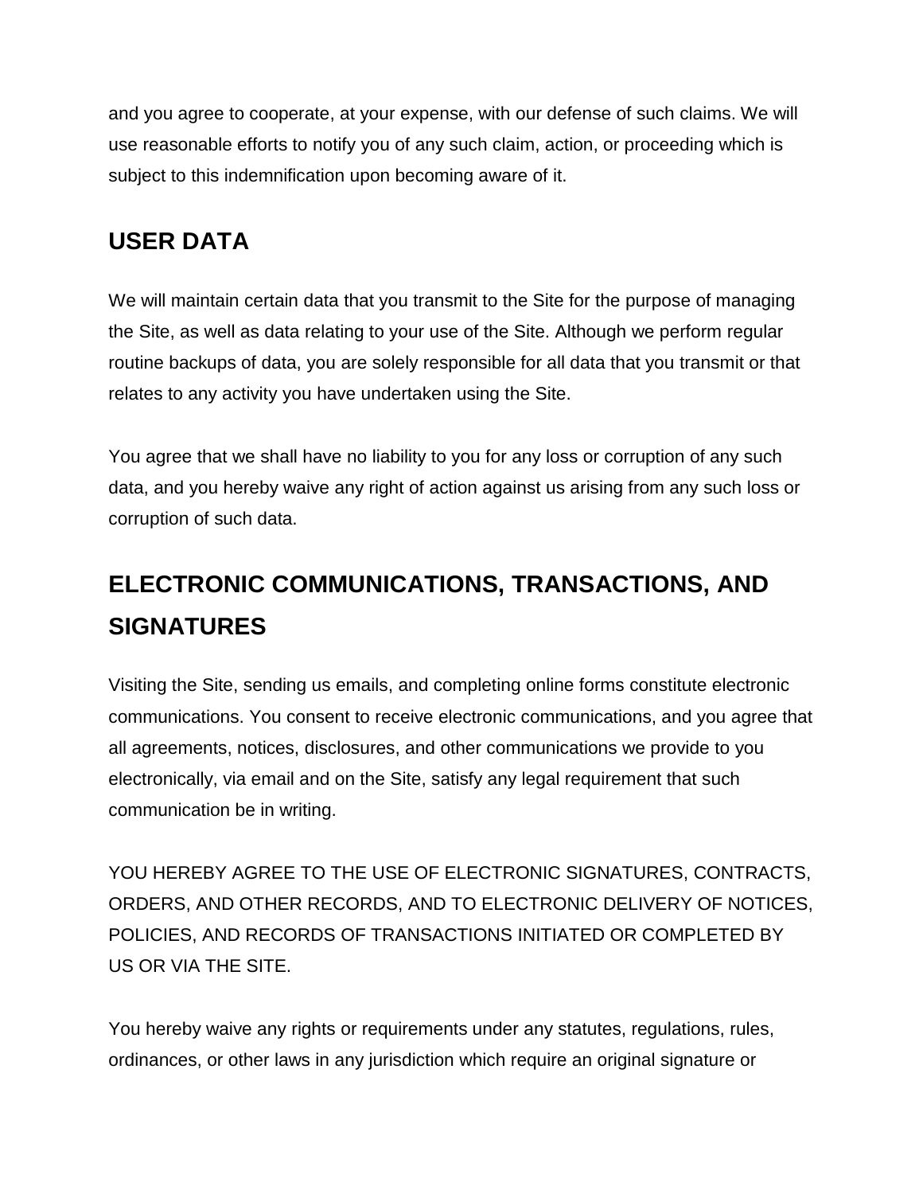and you agree to cooperate, at your expense, with our defense of such claims. We will use reasonable efforts to notify you of any such claim, action, or proceeding which is subject to this indemnification upon becoming aware of it.

## USER DATA

We will maintain certain data that you transmit to the Site for the purpose of managing the Site, as well as data relating to your use of the Site. Although we perform regular routine backups of data, you are solely responsible for all data that you transmit or that relates to any activity you have undertaken using the Site.

You agree that we shall have no liability to you for any loss or corruption of any such data, and you hereby waive any right of action against us arising from any such loss or corruption of such data.

## ELECTRONIC COMMUNICATIONS, TRANSACTIONS, AND SIGNATURES

Visiting the Site, sending us emails, and completing online forms constitute electronic communications. You consent to receive electronic communications, and you agree that all agreements, notices, disclosures, and other communications we provide to you electronically, via email and on the Site, satisfy any legal requirement that such communication be in writing.

YOU HEREBY AGREE TO THE USE OF ELECTRONIC SIGNATURES, CONTRACTS, ORDERS, AND OTHER RECORDS, AND TO ELECTRONIC DELIVERY OF NOTICES, POLICIES, AND RECORDS OF TRANSACTIONS INITIATED OR COMPLETED BY US OR VIA THE SITE.

You hereby waive any rights or requirements under any statutes, regulations, rules, ordinances, or other laws in any jurisdiction which require an original signature or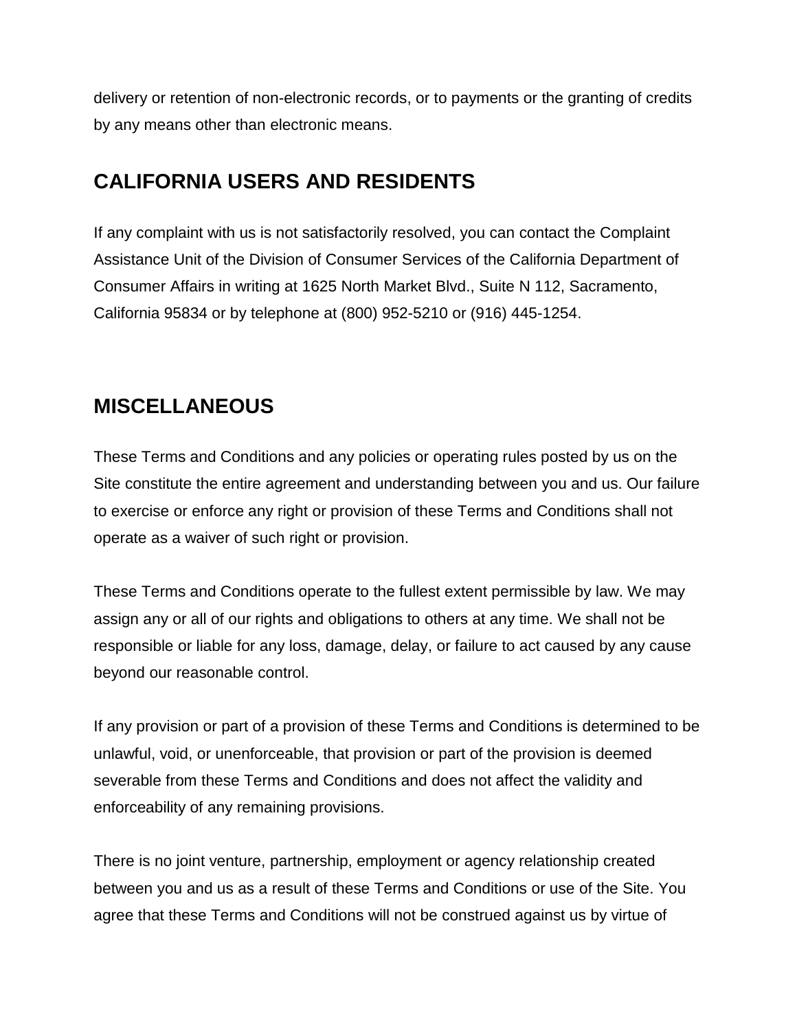delivery or retention of non-electronic records, or to payments or the granting of credits by any means other than electronic means.

## CALIFORNIA USERS AND RESIDENTS

If any complaint with us is not satisfactorily resolved, you can contact the Complaint Assistance Unit of the Division of Consumer Services of the California Department of Consumer Affairs in writing at 1625 North Market Blvd., Suite N 112, Sacramento, California 95834 or by telephone at (800) 952-5210 or (916) 445-1254.

## MISCELLANEOUS

These Terms and Conditions and any policies or operating rules posted by us on the Site constitute the entire agreement and understanding between you and us. Our failure to exercise or enforce any right or provision of these Terms and Conditions shall not operate as a waiver of such right or provision.

These Terms and Conditions operate to the fullest extent permissible by law. We may assign any or all of our rights and obligations to others at any time. We shall not be responsible or liable for any loss, damage, delay, or failure to act caused by any cause beyond our reasonable control.

If any provision or part of a provision of these Terms and Conditions is determined to be unlawful, void, or unenforceable, that provision or part of the provision is deemed severable from these Terms and Conditions and does not affect the validity and enforceability of any remaining provisions.

There is no joint venture, partnership, employment or agency relationship created between you and us as a result of these Terms and Conditions or use of the Site. You agree that these Terms and Conditions will not be construed against us by virtue of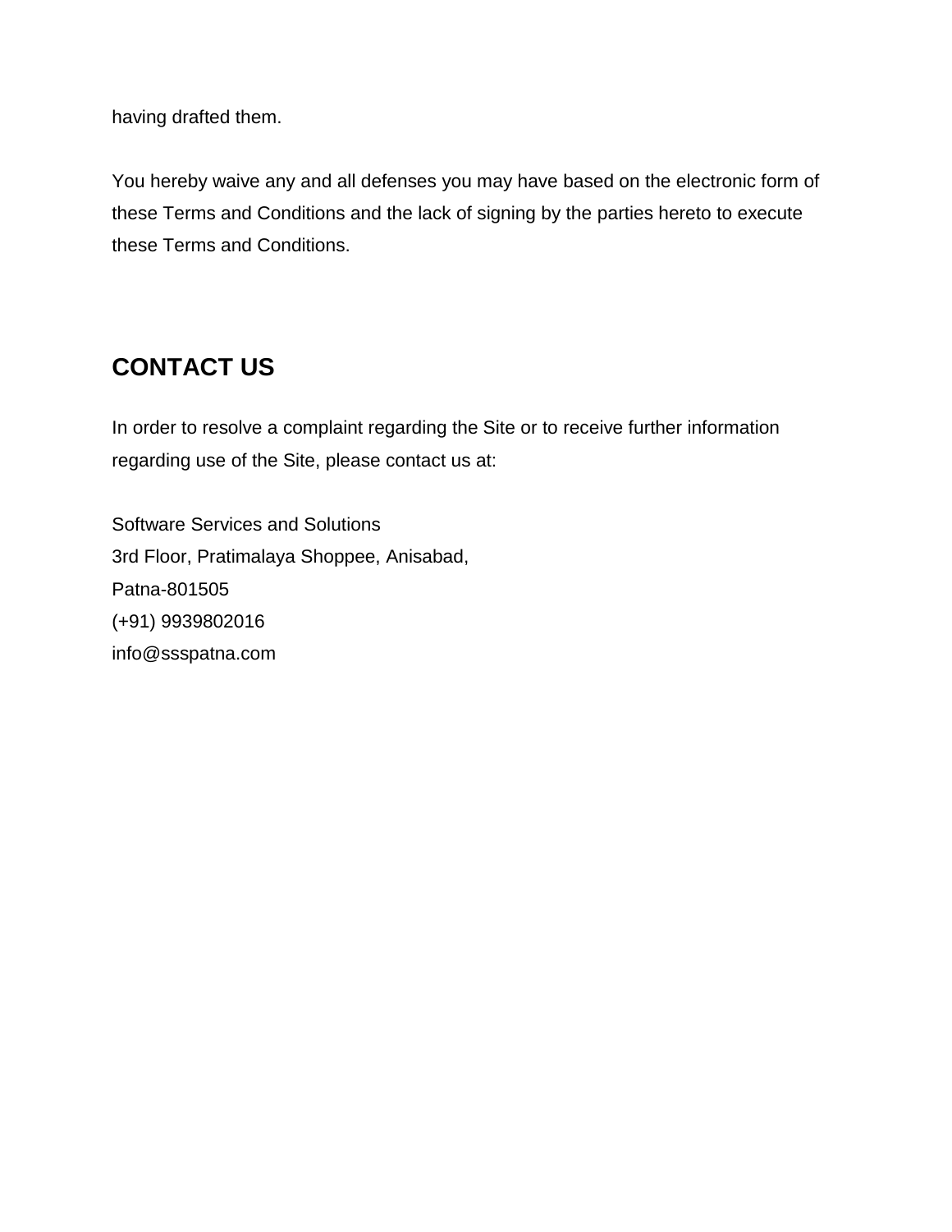having drafted them.

You hereby waive any and all defenses you may have based on the electronic form of these Terms and Conditions and the lack of signing by the parties hereto to execute these Terms and Conditions.

## CONTACT US

In order to resolve a complaint regarding the Site or to receive further information regarding use of the Site, please contact us at:

Software Services and Solutions
3rd Floor, Pratimalaya Shoppee, Anisabad,
Patna-801505
(+91) 9939802016
info@ssspatna.com